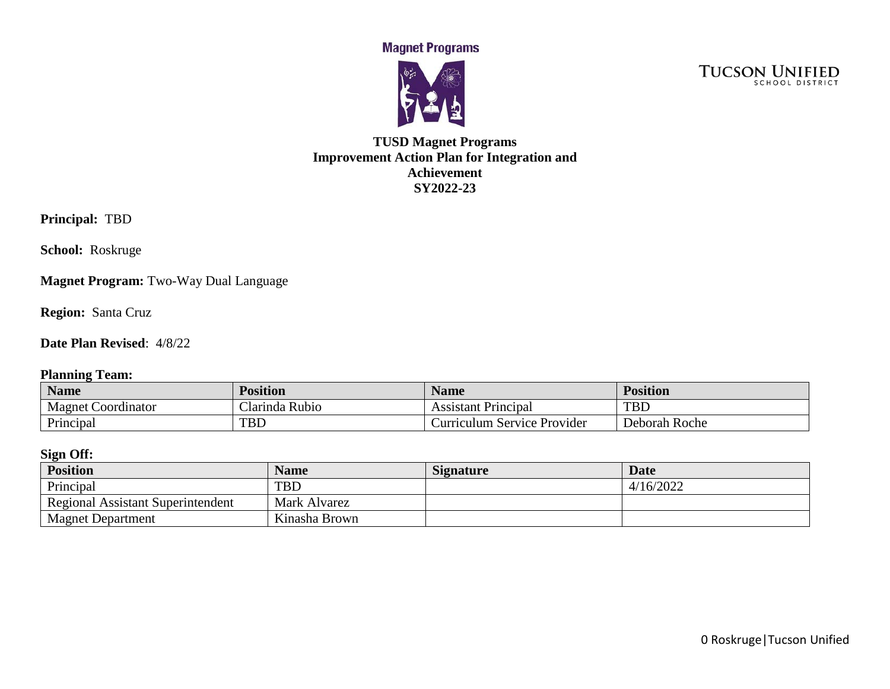Magnet Programs

TUCSON UNIFIED SCHOOL DISTRICT

# TUSD Magnet Programs
# Improvement Action Plan for Integration and Achievement
# SY2022-23

**Principal:** TBD

**School:** Roskruge

**Magnet Program:** Two-Way Dual Language

**Region:** Santa Cruz

**Date Plan Revised**: 4/8/22

**Planning Team:**

| Name | Position | Name | Position |
|---|---|---|---|
| Magnet Coordinator | Clarinda Rubio | Assistant Principal | TBD |
| Principal | TBD | Curriculum Service Provider | Deborah Roche |

**Sign Off:**

| Position | Name | Signature | Date |
|---|---|---|---|
| Principal | TBD | | 4/16/2022 |
| Regional Assistant Superintendent | Mark Alvarez | | |
| Magnet Department | Kinasha Brown | | |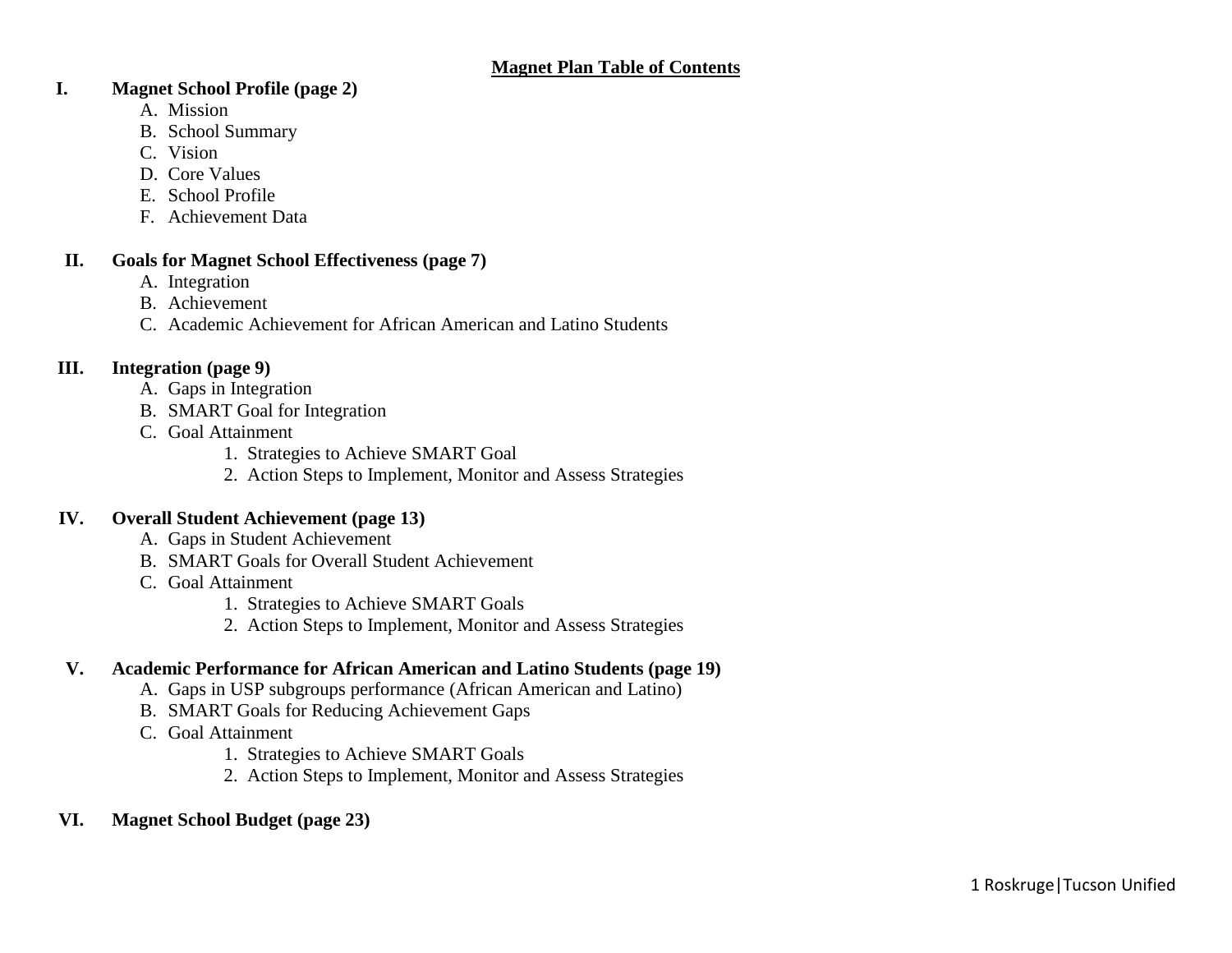# Magnet Plan Table of Contents

I. **Magnet School Profile (page 2)**
   - A. Mission
   - B. School Summary
   - C. Vision
   - D. Core Values
   - E. School Profile
   - F. Achievement Data

II. **Goals for Magnet School Effectiveness (page 7)**
   - A. Integration
   - B. Achievement
   - C. Academic Achievement for African American and Latino Students

III. **Integration (page 9)**
   - A. Gaps in Integration
   - B. SMART Goal for Integration
   - C. Goal Attainment
     1. Strategies to Achieve SMART Goal
     2. Action Steps to Implement, Monitor and Assess Strategies

IV. **Overall Student Achievement (page 13)**
   - A. Gaps in Student Achievement
   - B. SMART Goals for Overall Student Achievement
   - C. Goal Attainment
     1. Strategies to Achieve SMART Goals
     2. Action Steps to Implement, Monitor and Assess Strategies

V. **Academic Performance for African American and Latino Students (page 19)**
   - A. Gaps in USP subgroups performance (African American and Latino)
   - B. SMART Goals for Reducing Achievement Gaps
   - C. Goal Attainment
     1. Strategies to Achieve SMART Goals
     2. Action Steps to Implement, Monitor and Assess Strategies

VI. **Magnet School Budget (page 23)**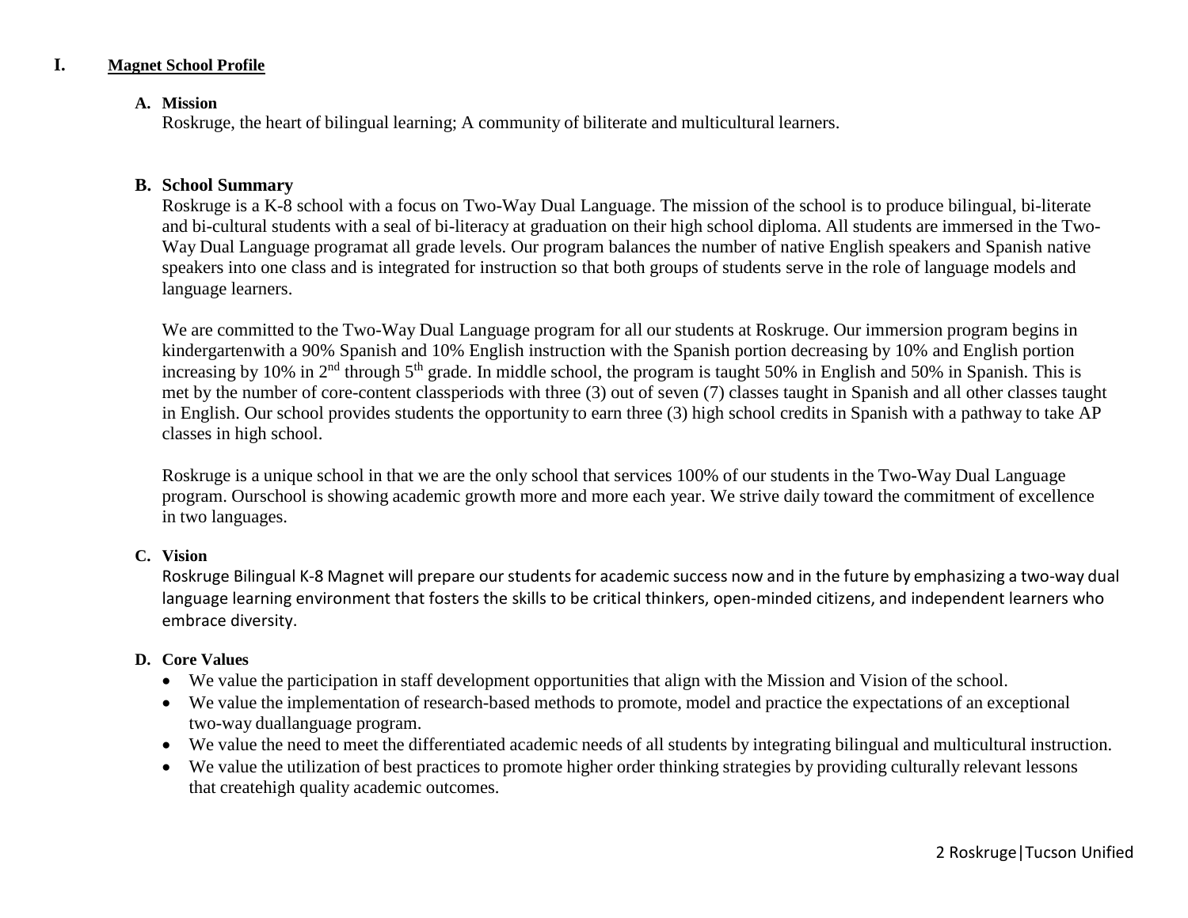# I. Magnet School Profile

## A. Mission

Roskruge, the heart of bilingual learning; A community of biliterate and multicultural learners.

## B. School Summary

Roskruge is a K-8 school with a focus on Two-Way Dual Language. The mission of the school is to produce bilingual, bi-literate and bi-cultural students with a seal of bi-literacy at graduation on their high school diploma. All students are immersed in the Two-Way Dual Language programat all grade levels. Our program balances the number of native English speakers and Spanish native speakers into one class and is integrated for instruction so that both groups of students serve in the role of language models and language learners.

We are committed to the Two-Way Dual Language program for all our students at Roskruge. Our immersion program begins in kindergartenwith a 90% Spanish and 10% English instruction with the Spanish portion decreasing by 10% and English portion increasing by 10% in 2nd through 5th grade. In middle school, the program is taught 50% in English and 50% in Spanish. This is met by the number of core-content classperiods with three (3) out of seven (7) classes taught in Spanish and all other classes taught in English. Our school provides students the opportunity to earn three (3) high school credits in Spanish with a pathway to take AP classes in high school.

Roskruge is a unique school in that we are the only school that services 100% of our students in the Two-Way Dual Language program. Ourschool is showing academic growth more and more each year. We strive daily toward the commitment of excellence in two languages.

## C. Vision

Roskruge Bilingual K-8 Magnet will prepare our students for academic success now and in the future by emphasizing a two-way dual language learning environment that fosters the skills to be critical thinkers, open-minded citizens, and independent learners who embrace diversity.

## D. Core Values

- We value the participation in staff development opportunities that align with the Mission and Vision of the school.
- We value the implementation of research-based methods to promote, model and practice the expectations of an exceptional two-way duallanguage program.
- We value the need to meet the differentiated academic needs of all students by integrating bilingual and multicultural instruction.
- We value the utilization of best practices to promote higher order thinking strategies by providing culturally relevant lessons that createhigh quality academic outcomes.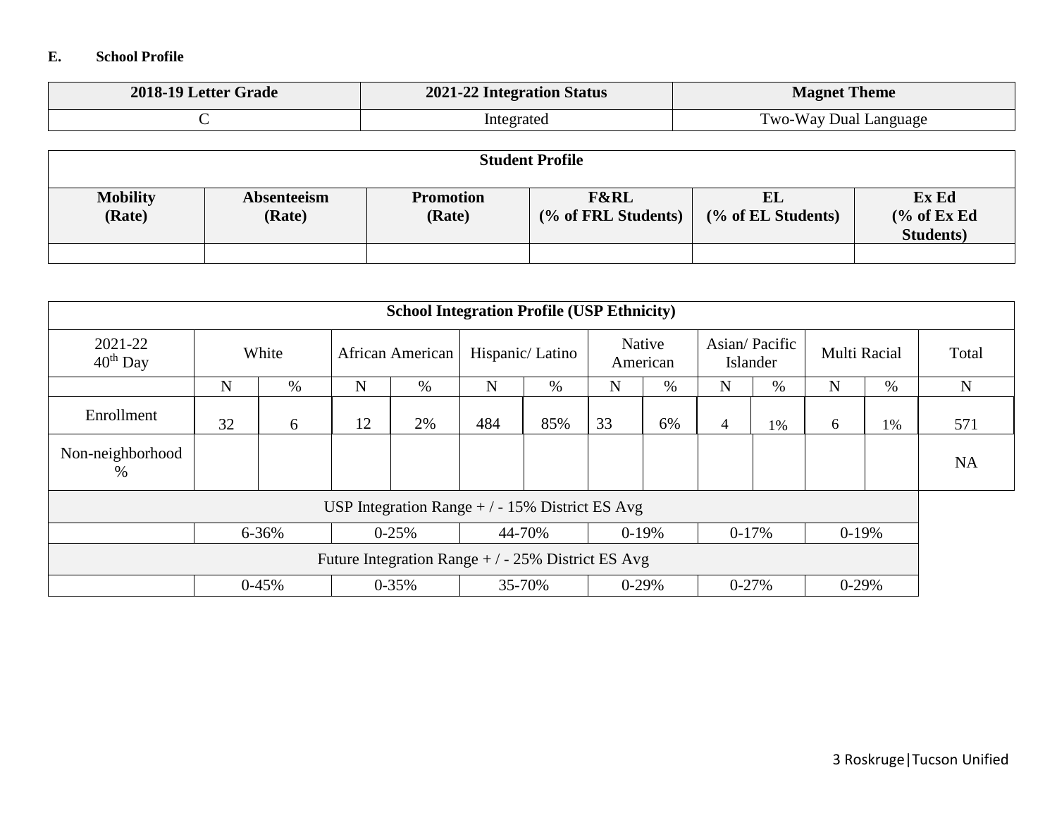#### E. School Profile

| 2018-19 Letter Grade | 2021-22 Integration Status | Magnet Theme |
|---|---|---|
| C | Integrated | Two-Way Dual Language |

| Student Profile | | | | | |
|---|---|---|---|---|---|
| **Mobility (Rate)** | **Absenteeism (Rate)** | **Promotion (Rate)** | **F&RL (% of FRL Students)** | **EL (% of EL Students)** | **Ex Ed (% of Ex Ed Students)** |
| | | | | | |

| School Integration Profile (USP Ethnicity) | | | | | | | | | | | | | |
|---|---|---|---|---|---|---|---|---|---|---|---|---|---|
| 2021-22 40th Day | White | | African American | | Hispanic/ Latino | | Native American | | Asian/ Pacific Islander | | Multi Racial | | Total |
| | N | % | N | % | N | % | N | % | N | % | N | % | N |
| Enrollment | 32 | 6 | 12 | 2% | 484 | 85% | 33 | 6% | 4 | 1% | 6 | 1% | 571 |
| Non-neighborhood % | | | | | | | | | | | | | NA |
| USP Integration Range + / - 15% District ES Avg | | | | | | | | | | | | | |
| | 6-36% | | 0-25% | | 44-70% | | 0-19% | | 0-17% | | 0-19% | | |
| Future Integration Range + / - 25% District ES Avg | | | | | | | | | | | | | |
| | 0-45% | | 0-35% | | 35-70% | | 0-29% | | 0-27% | | 0-29% | | |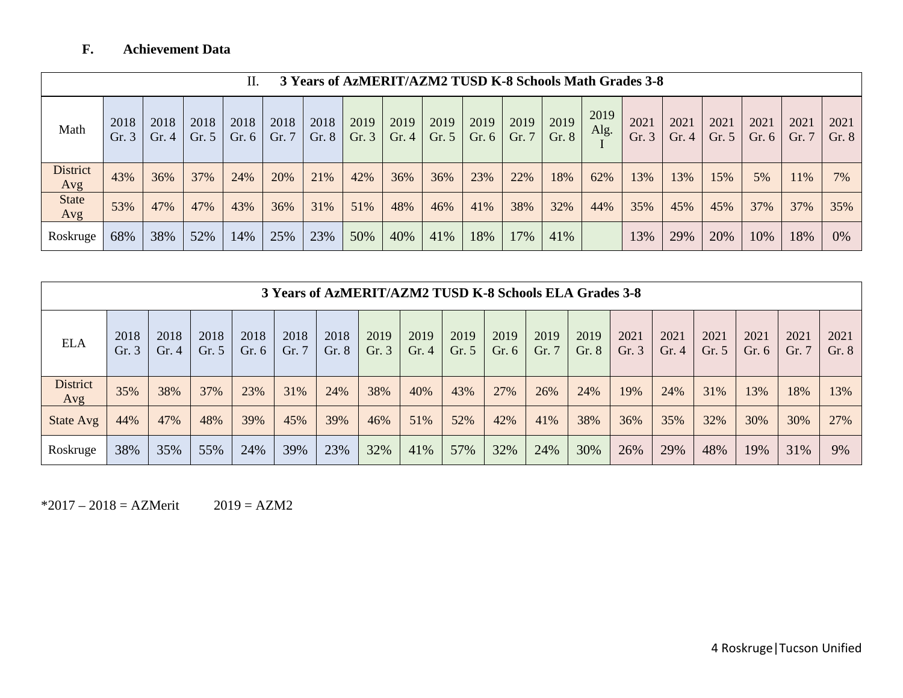### F. Achievement Data

| II. 3 Years of AzMERIT/AZM2 TUSD K-8 Schools Math Grades 3-8 | | | | | | | | | | | | | | | | | | | |
|---|---|---|---|---|---|---|---|---|---|---|---|---|---|---|---|---|---|---|---|
| Math | 2018 Gr. 3 | 2018 Gr. 4 | 2018 Gr. 5 | 2018 Gr. 6 | 2018 Gr. 7 | 2018 Gr. 8 | 2019 Gr. 3 | 2019 Gr. 4 | 2019 Gr. 5 | 2019 Gr. 6 | 2019 Gr. 7 | 2019 Gr. 8 | 2019 Alg. I | 2021 Gr. 3 | 2021 Gr. 4 | 2021 Gr. 5 | 2021 Gr. 6 | 2021 Gr. 7 | 2021 Gr. 8 |
| District Avg | 43% | 36% | 37% | 24% | 20% | 21% | 42% | 36% | 36% | 23% | 22% | 18% | 62% | 13% | 13% | 15% | 5% | 11% | 7% |
| State Avg | 53% | 47% | 47% | 43% | 36% | 31% | 51% | 48% | 46% | 41% | 38% | 32% | 44% | 35% | 45% | 45% | 37% | 37% | 35% |
| Roskruge | 68% | 38% | 52% | 14% | 25% | 23% | 50% | 40% | 41% | 18% | 17% | 41% | | 13% | 29% | 20% | 10% | 18% | 0% |

| 3 Years of AzMERIT/AZM2 TUSD K-8 Schools ELA Grades 3-8 | | | | | | | | | | | | | | | | | | |
|---|---|---|---|---|---|---|---|---|---|---|---|---|---|---|---|---|---|---|
| ELA | 2018 Gr. 3 | 2018 Gr. 4 | 2018 Gr. 5 | 2018 Gr. 6 | 2018 Gr. 7 | 2018 Gr. 8 | 2019 Gr. 3 | 2019 Gr. 4 | 2019 Gr. 5 | 2019 Gr. 6 | 2019 Gr. 7 | 2019 Gr. 8 | 2021 Gr. 3 | 2021 Gr. 4 | 2021 Gr. 5 | 2021 Gr. 6 | 2021 Gr. 7 | 2021 Gr. 8 |
| District Avg | 35% | 38% | 37% | 23% | 31% | 24% | 38% | 40% | 43% | 27% | 26% | 24% | 19% | 24% | 31% | 13% | 18% | 13% |
| State Avg | 44% | 47% | 48% | 39% | 45% | 39% | 46% | 51% | 52% | 42% | 41% | 38% | 36% | 35% | 32% | 30% | 30% | 27% |
| Roskruge | 38% | 35% | 55% | 24% | 39% | 23% | 32% | 41% | 57% | 32% | 24% | 30% | 26% | 29% | 48% | 19% | 31% | 9% |

*2017 – 2018 = AZMerit    2019 = AZM2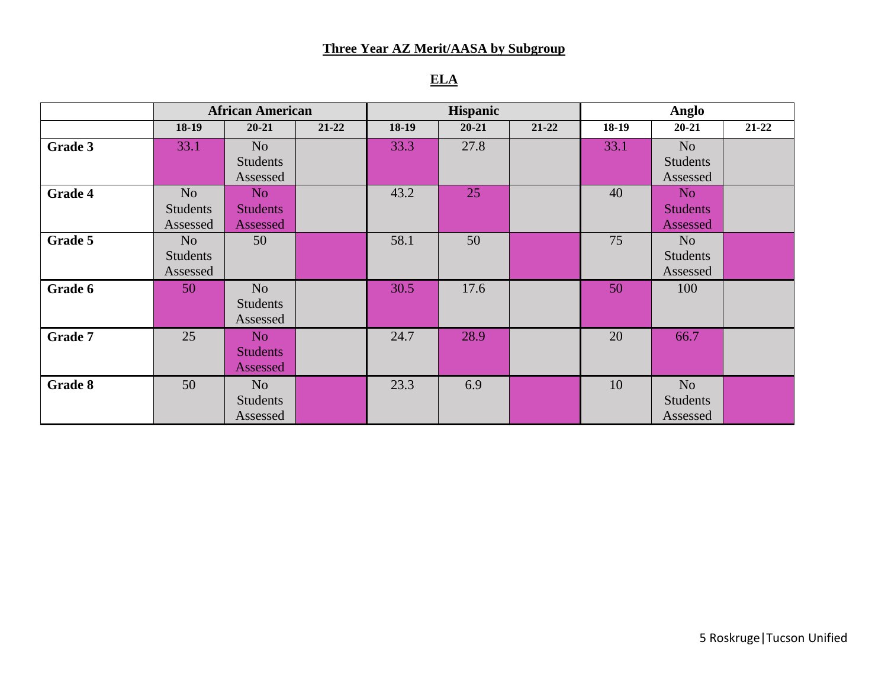## Three Year AZ Merit/AASA by Subgroup

### ELA

| | African American | | | Hispanic | | | Anglo | | |
|---|---|---|---|---|---|---|---|---|---|
| | 18-19 | 20-21 | 21-22 | 18-19 | 20-21 | 21-22 | 18-19 | 20-21 | 21-22 |
| **Grade 3** | 33.1 | No Students Assessed | | 33.3 | 27.8 | | 33.1 | No Students Assessed | |
| **Grade 4** | No Students Assessed | No Students Assessed | | 43.2 | 25 | | 40 | No Students Assessed | |
| **Grade 5** | No Students Assessed | 50 | | 58.1 | 50 | | 75 | No Students Assessed | |
| **Grade 6** | 50 | No Students Assessed | | 30.5 | 17.6 | | 50 | 100 | |
| **Grade 7** | 25 | No Students Assessed | | 24.7 | 28.9 | | 20 | 66.7 | |
| **Grade 8** | 50 | No Students Assessed | | 23.3 | 6.9 | | 10 | No Students Assessed | |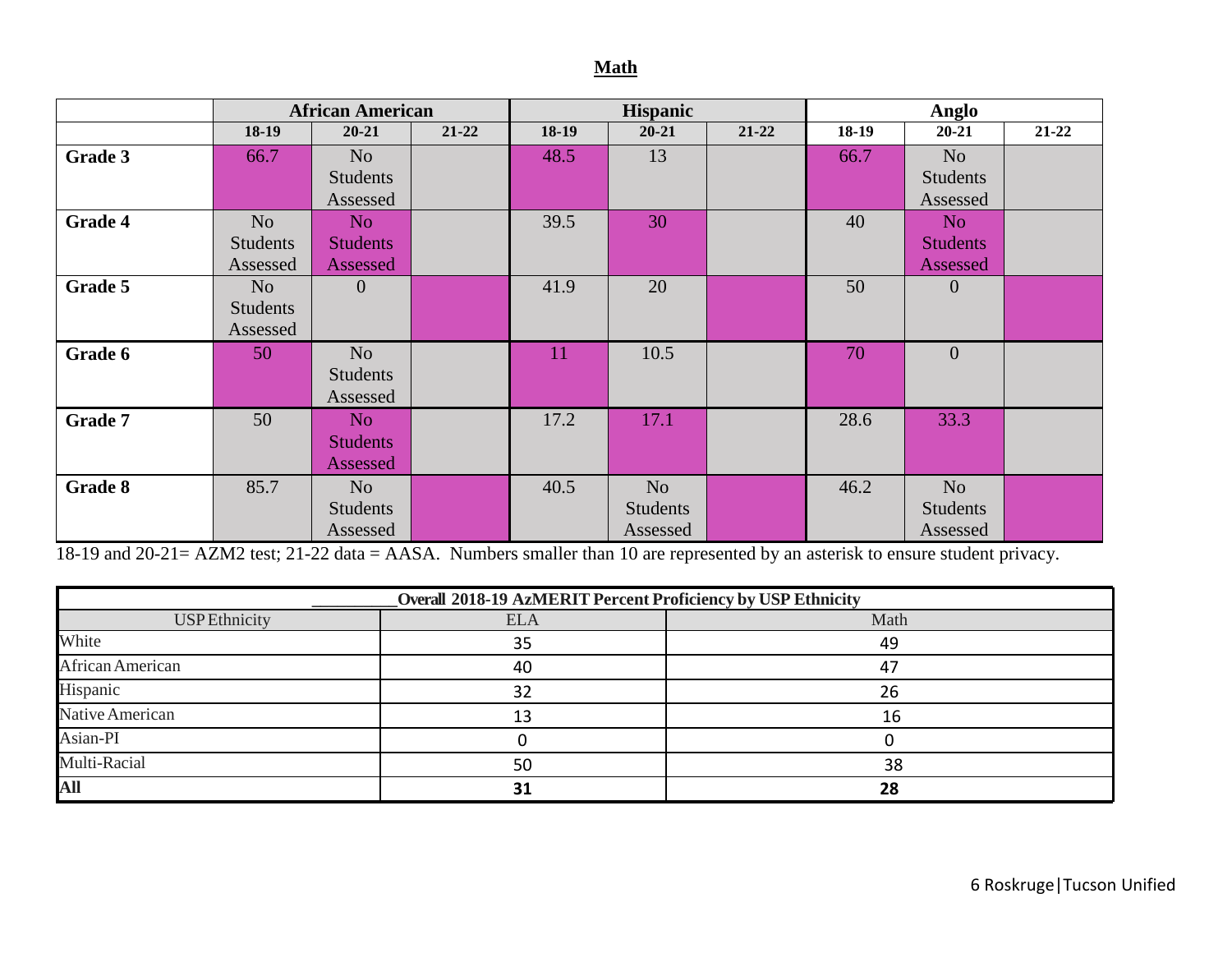## Math

| | African American | | | Hispanic | | | Anglo | | |
|---|---|---|---|---|---|---|---|---|---|
| | 18-19 | 20-21 | 21-22 | 18-19 | 20-21 | 21-22 | 18-19 | 20-21 | 21-22 |
| **Grade 3** | 66.7 | No Students Assessed | | 48.5 | 13 | | 66.7 | No Students Assessed | |
| **Grade 4** | No Students Assessed | No Students Assessed | | 39.5 | 30 | | 40 | No Students Assessed | |
| **Grade 5** | No Students Assessed | 0 | | 41.9 | 20 | | 50 | 0 | |
| **Grade 6** | 50 | No Students Assessed | | 11 | 10.5 | | 70 | 0 | |
| **Grade 7** | 50 | No Students Assessed | | 17.2 | 17.1 | | 28.6 | 33.3 | |
| **Grade 8** | 85.7 | No Students Assessed | | 40.5 | No Students Assessed | | 46.2 | No Students Assessed | |

18-19 and 20-21= AZM2 test; 21-22 data = AASA. Numbers smaller than 10 are represented by an asterisk to ensure student privacy.

| __________Overall 2018-19 AzMERIT Percent Proficiency by USP Ethnicity | | |
|---|---|---|
| USP Ethnicity | ELA | Math |
| White | 35 | 49 |
| African American | 40 | 47 |
| Hispanic | 32 | 26 |
| Native American | 13 | 16 |
| Asian-PI | 0 | 0 |
| Multi-Racial | 50 | 38 |
| **All** | **31** | **28** |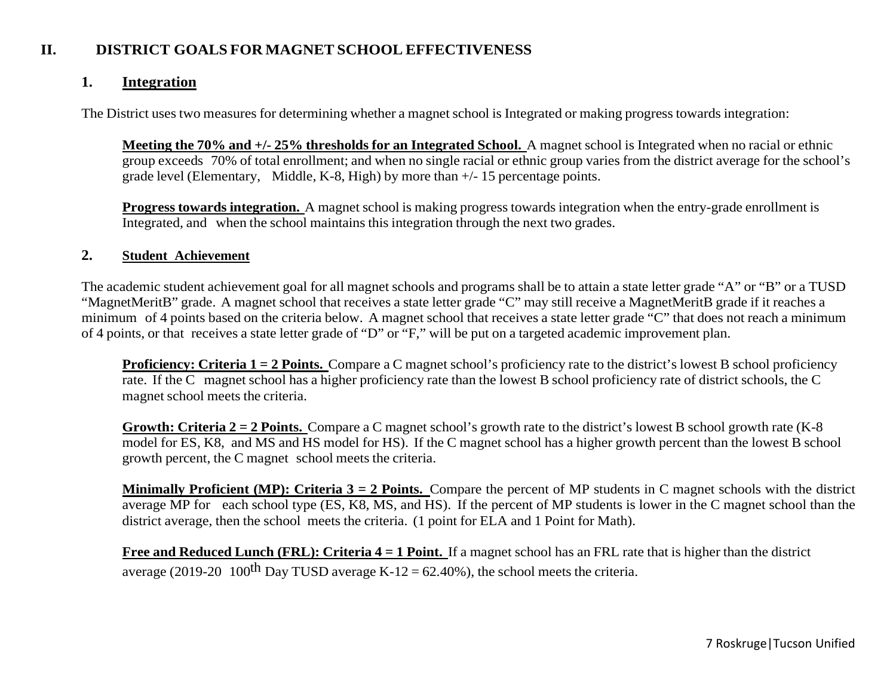## II. DISTRICT GOALS FOR MAGNET SCHOOL EFFECTIVENESS

### 1. Integration

The District uses two measures for determining whether a magnet school is Integrated or making progress towards integration:

**Meeting the 70% and +/- 25% thresholds for an Integrated School.** A magnet school is Integrated when no racial or ethnic group exceeds 70% of total enrollment; and when no single racial or ethnic group varies from the district average for the school's grade level (Elementary, Middle, K-8, High) by more than +/- 15 percentage points.

**Progress towards integration.** A magnet school is making progress towards integration when the entry-grade enrollment is Integrated, and when the school maintains this integration through the next two grades.

### 2. Student Achievement

The academic student achievement goal for all magnet schools and programs shall be to attain a state letter grade "A" or "B" or a TUSD "MagnetMeritB" grade. A magnet school that receives a state letter grade "C" may still receive a MagnetMeritB grade if it reaches a minimum of 4 points based on the criteria below. A magnet school that receives a state letter grade "C" that does not reach a minimum of 4 points, or that receives a state letter grade of "D" or "F," will be put on a targeted academic improvement plan.

**Proficiency: Criteria 1 = 2 Points.** Compare a C magnet school's proficiency rate to the district's lowest B school proficiency rate. If the C magnet school has a higher proficiency rate than the lowest B school proficiency rate of district schools, the C magnet school meets the criteria.

**Growth: Criteria 2 = 2 Points.** Compare a C magnet school's growth rate to the district's lowest B school growth rate (K-8 model for ES, K8, and MS and HS model for HS). If the C magnet school has a higher growth percent than the lowest B school growth percent, the C magnet school meets the criteria.

**Minimally Proficient (MP): Criteria 3 = 2 Points.** Compare the percent of MP students in C magnet schools with the district average MP for each school type (ES, K8, MS, and HS). If the percent of MP students is lower in the C magnet school than the district average, then the school meets the criteria. (1 point for ELA and 1 Point for Math).

**Free and Reduced Lunch (FRL): Criteria 4 = 1 Point.** If a magnet school has an FRL rate that is higher than the district average (2019-20 100th Day TUSD average K-12 = 62.40%), the school meets the criteria.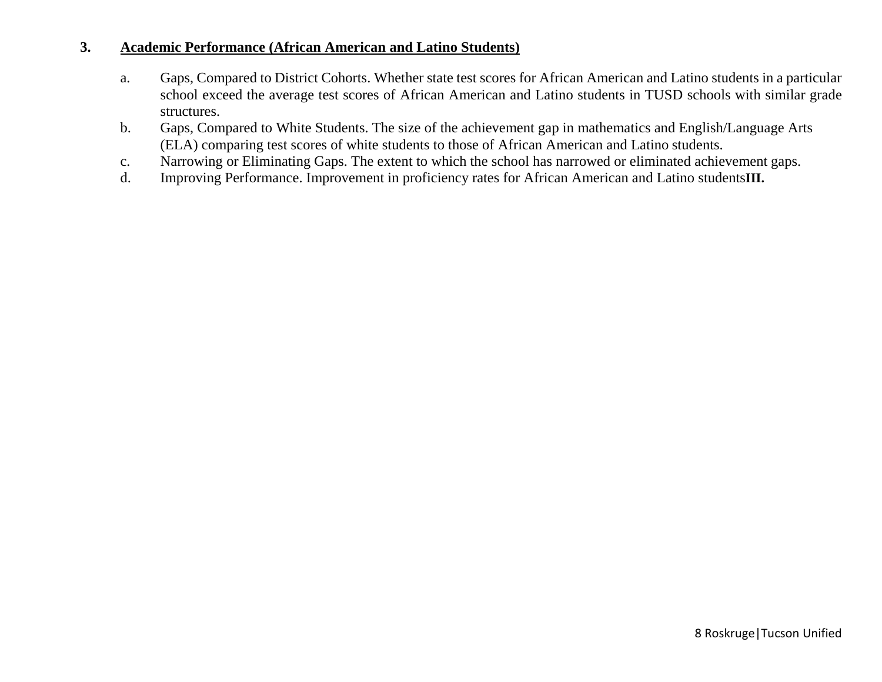3. **Academic Performance (African American and Latino Students)**

   a. Gaps, Compared to District Cohorts. Whether state test scores for African American and Latino students in a particular school exceed the average test scores of African American and Latino students in TUSD schools with similar grade structures.
   b. Gaps, Compared to White Students. The size of the achievement gap in mathematics and English/Language Arts (ELA) comparing test scores of white students to those of African American and Latino students.
   c. Narrowing or Eliminating Gaps. The extent to which the school has narrowed or eliminated achievement gaps.
   d. Improving Performance. Improvement in proficiency rates for African American and Latino students**III.**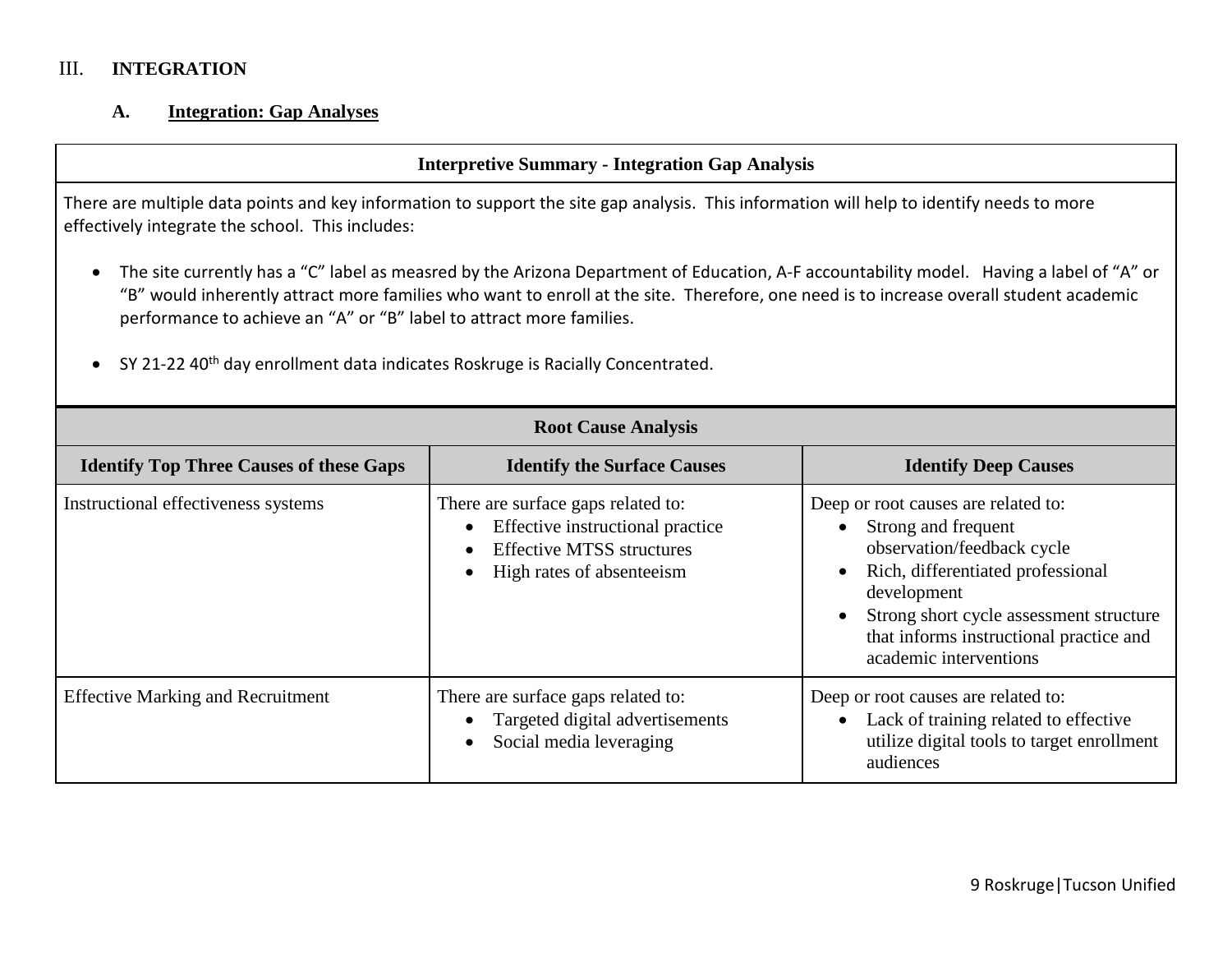# III. INTEGRATION

## A. Integration: Gap Analyses

**Interpretive Summary - Integration Gap Analysis**

There are multiple data points and key information to support the site gap analysis. This information will help to identify needs to more effectively integrate the school. This includes:

- The site currently has a "C" label as measred by the Arizona Department of Education, A-F accountability model. Having a label of "A" or "B" would inherently attract more families who want to enroll at the site. Therefore, one need is to increase overall student academic performance to achieve an "A" or "B" label to attract more families.
- SY 21-22 40th day enrollment data indicates Roskruge is Racially Concentrated.

**Root Cause Analysis**

| Identify Top Three Causes of these Gaps | Identify the Surface Causes | Identify Deep Causes |
|---|---|---|
| Instructional effectiveness systems | There are surface gaps related to:<br>• Effective instructional practice<br>• Effective MTSS structures<br>• High rates of absenteeism | Deep or root causes are related to:<br>• Strong and frequent observation/feedback cycle<br>• Rich, differentiated professional development<br>• Strong short cycle assessment structure that informs instructional practice and academic interventions |
| Effective Marking and Recruitment | There are surface gaps related to:<br>• Targeted digital advertisements<br>• Social media leveraging | Deep or root causes are related to:<br>• Lack of training related to effective utilize digital tools to target enrollment audiences |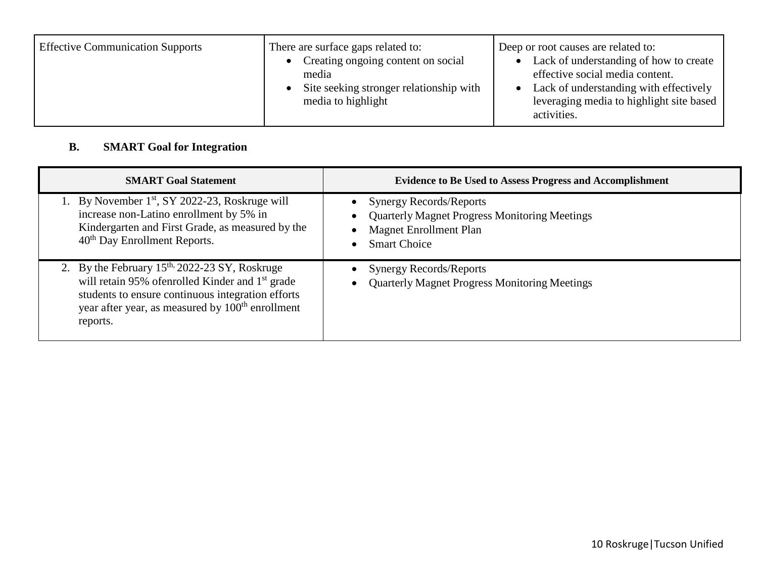| Effective Communication Supports | There are surface gaps related to:<br>• Creating ongoing content on social media<br>• Site seeking stronger relationship with media to highlight | Deep or root causes are related to:<br>• Lack of understanding of how to create effective social media content.<br>• Lack of understanding with effectively leveraging media to highlight site based activities. |
|---|---|---|

### B. SMART Goal for Integration

| SMART Goal Statement | Evidence to Be Used to Assess Progress and Accomplishment |
|---|---|
| 1. By November 1st, SY 2022-23, Roskruge will increase non-Latino enrollment by 5% in Kindergarten and First Grade, as measured by the 40th Day Enrollment Reports. | • Synergy Records/Reports<br>• Quarterly Magnet Progress Monitoring Meetings<br>• Magnet Enrollment Plan<br>• Smart Choice |
| 2. By the February 15th, 2022-23 SY, Roskruge will retain 95% ofenrolled Kinder and 1st grade students to ensure continuous integration efforts year after year, as measured by 100th enrollment reports. | • Synergy Records/Reports<br>• Quarterly Magnet Progress Monitoring Meetings |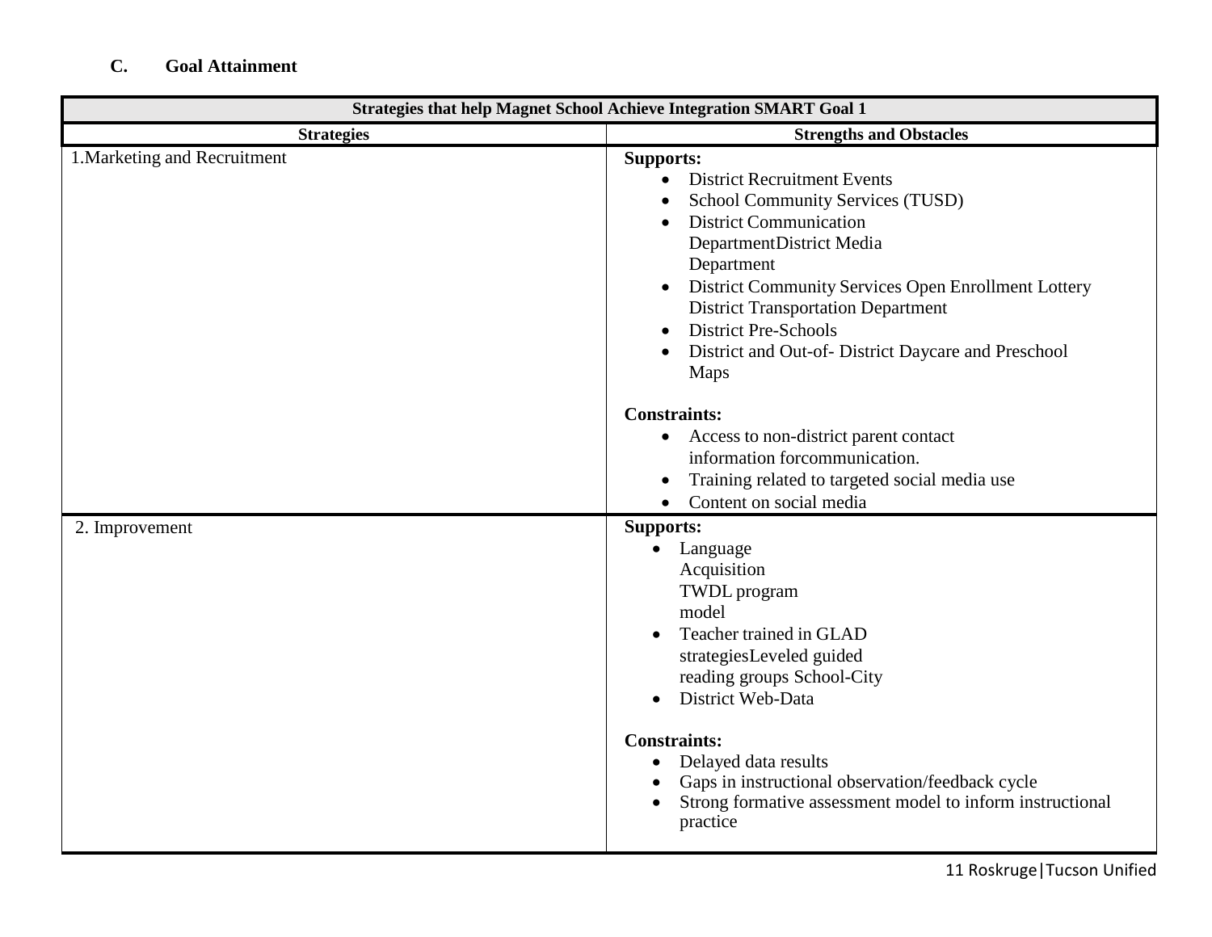### C. Goal Attainment

| Strategies that help Magnet School Achieve Integration SMART Goal 1 | |
|---|---|
| **Strategies** | **Strengths and Obstacles** |
| 1.Marketing and Recruitment | **Supports:**<br>• District Recruitment Events<br>• School Community Services (TUSD)<br>• District Communication DepartmentDistrict Media Department<br>• District Community Services Open Enrollment Lottery District Transportation Department<br>• District Pre-Schools<br>• District and Out-of- District Daycare and Preschool Maps<br><br>**Constraints:**<br>• Access to non-district parent contact information forcommunication.<br>• Training related to targeted social media use<br>• Content on social media |
| 2. Improvement | **Supports:**<br>• Language Acquisition TWDL program model<br>• Teacher trained in GLAD strategiesLeveled guided reading groups School-City<br>• District Web-Data<br><br>**Constraints:**<br>• Delayed data results<br>• Gaps in instructional observation/feedback cycle<br>• Strong formative assessment model to inform instructional practice |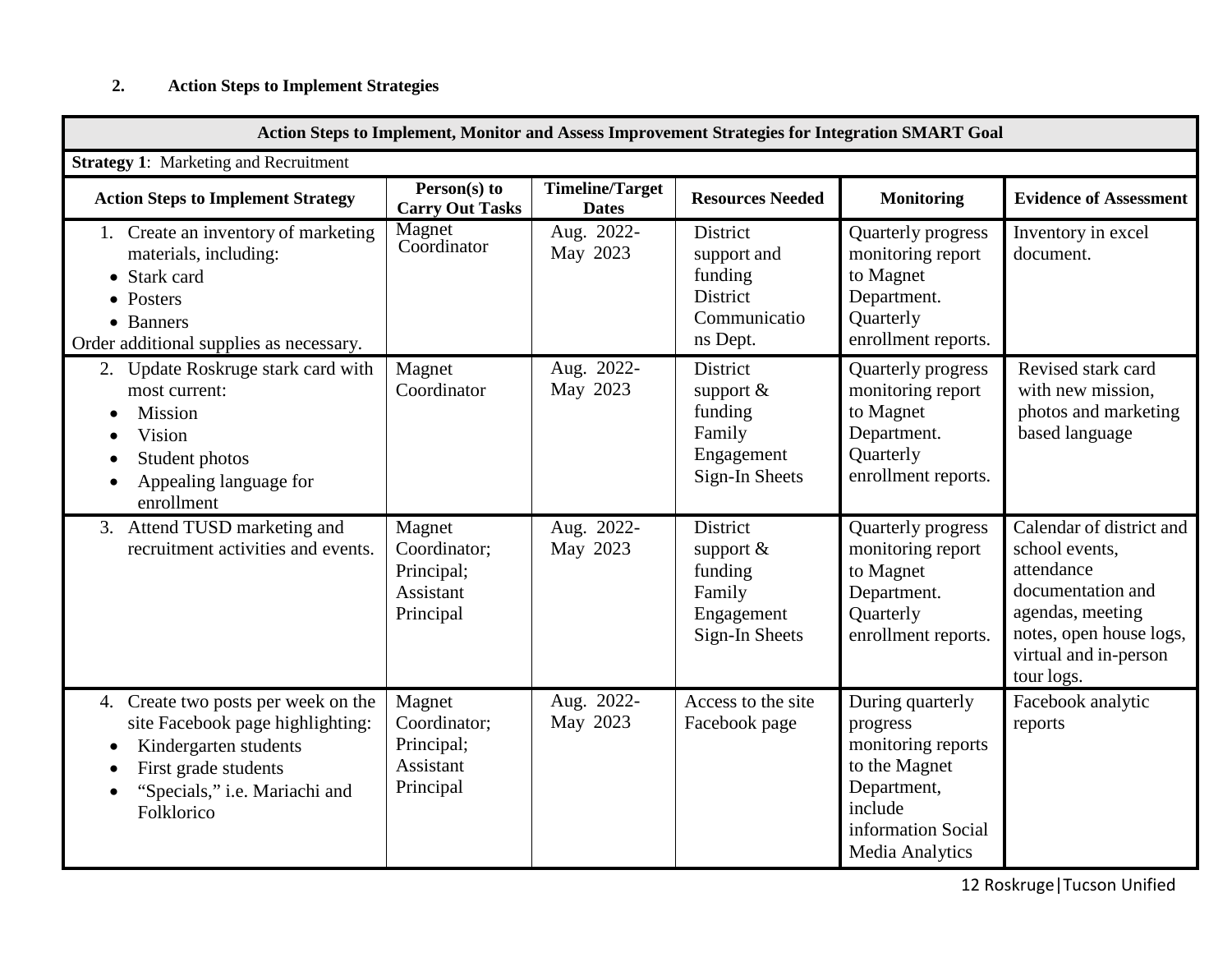## 2. Action Steps to Implement Strategies

| Action Steps to Implement, Monitor and Assess Improvement Strategies for Integration SMART Goal | | | | | |
|---|---|---|---|---|---|
| **Strategy 1**: Marketing and Recruitment | | | | | |
| **Action Steps to Implement Strategy** | **Person(s) to Carry Out Tasks** | **Timeline/Target Dates** | **Resources Needed** | **Monitoring** | **Evidence of Assessment** |
| 1. Create an inventory of marketing materials, including: <br>• Stark card <br>• Posters <br>• Banners <br>Order additional supplies as necessary. | Magnet Coordinator | Aug. 2022- May 2023 | District support and funding District Communications Dept. | Quarterly progress monitoring report to Magnet Department. Quarterly enrollment reports. | Inventory in excel document. |
| 2. Update Roskruge stark card with most current: <br>• Mission <br>• Vision <br>• Student photos <br>• Appealing language for enrollment | Magnet Coordinator | Aug. 2022- May 2023 | District support & funding Family Engagement Sign-In Sheets | Quarterly progress monitoring report to Magnet Department. Quarterly enrollment reports. | Revised stark card with new mission, photos and marketing based language |
| 3. Attend TUSD marketing and recruitment activities and events. | Magnet Coordinator; Principal; Assistant Principal | Aug. 2022- May 2023 | District support & funding Family Engagement Sign-In Sheets | Quarterly progress monitoring report to Magnet Department. Quarterly enrollment reports. | Calendar of district and school events, attendance documentation and agendas, meeting notes, open house logs, virtual and in-person tour logs. |
| 4. Create two posts per week on the site Facebook page highlighting: <br>• Kindergarten students <br>• First grade students <br>• "Specials," i.e. Mariachi and Folklorico | Magnet Coordinator; Principal; Assistant Principal | Aug. 2022- May 2023 | Access to the site Facebook page | During quarterly progress monitoring reports to the Magnet Department, include information Social Media Analytics | Facebook analytic reports |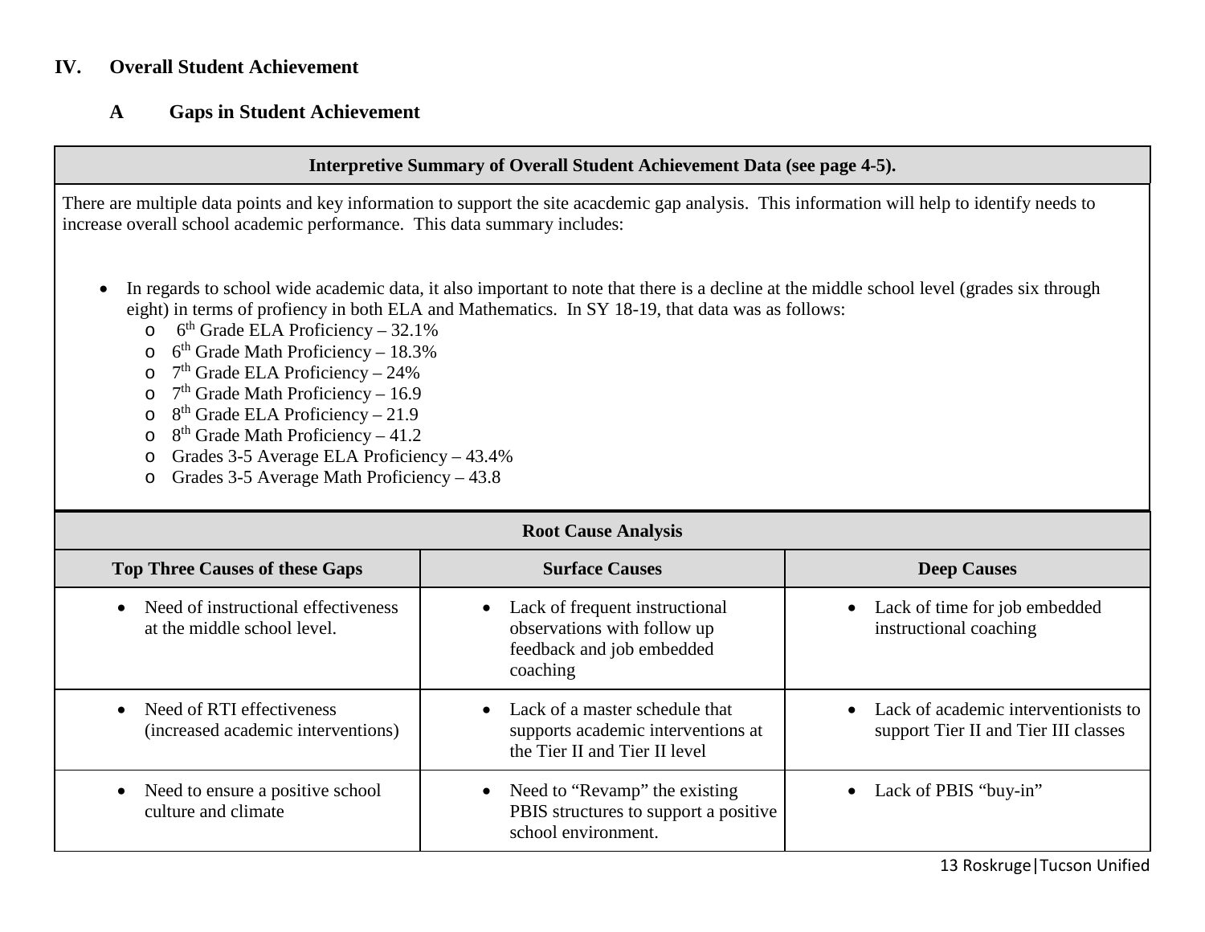# IV. Overall Student Achievement

## A Gaps in Student Achievement

**Interpretive Summary of Overall Student Achievement Data (see page 4-5).**

There are multiple data points and key information to support the site acacdemic gap analysis. This information will help to identify needs to increase overall school academic performance. This data summary includes:

- In regards to school wide academic data, it also important to note that there is a decline at the middle school level (grades six through eight) in terms of profiency in both ELA and Mathematics. In SY 18-19, that data was as follows:
  - 6th Grade ELA Proficiency – 32.1%
  - 6th Grade Math Proficiency – 18.3%
  - 7th Grade ELA Proficiency – 24%
  - 7th Grade Math Proficiency – 16.9
  - 8th Grade ELA Proficiency – 21.9
  - 8th Grade Math Proficiency – 41.2
  - Grades 3-5 Average ELA Proficiency – 43.4%
  - Grades 3-5 Average Math Proficiency – 43.8

**Root Cause Analysis**

| Top Three Causes of these Gaps | Surface Causes | Deep Causes |
|---|---|---|
| Need of instructional effectiveness at the middle school level. | Lack of frequent instructional observations with follow up feedback and job embedded coaching | Lack of time for job embedded instructional coaching |
| Need of RTI effectiveness (increased academic interventions) | Lack of a master schedule that supports academic interventions at the Tier II and Tier II level | Lack of academic interventionists to support Tier II and Tier III classes |
| Need to ensure a positive school culture and climate | Need to "Revamp" the existing PBIS structures to support a positive school environment. | Lack of PBIS "buy-in" |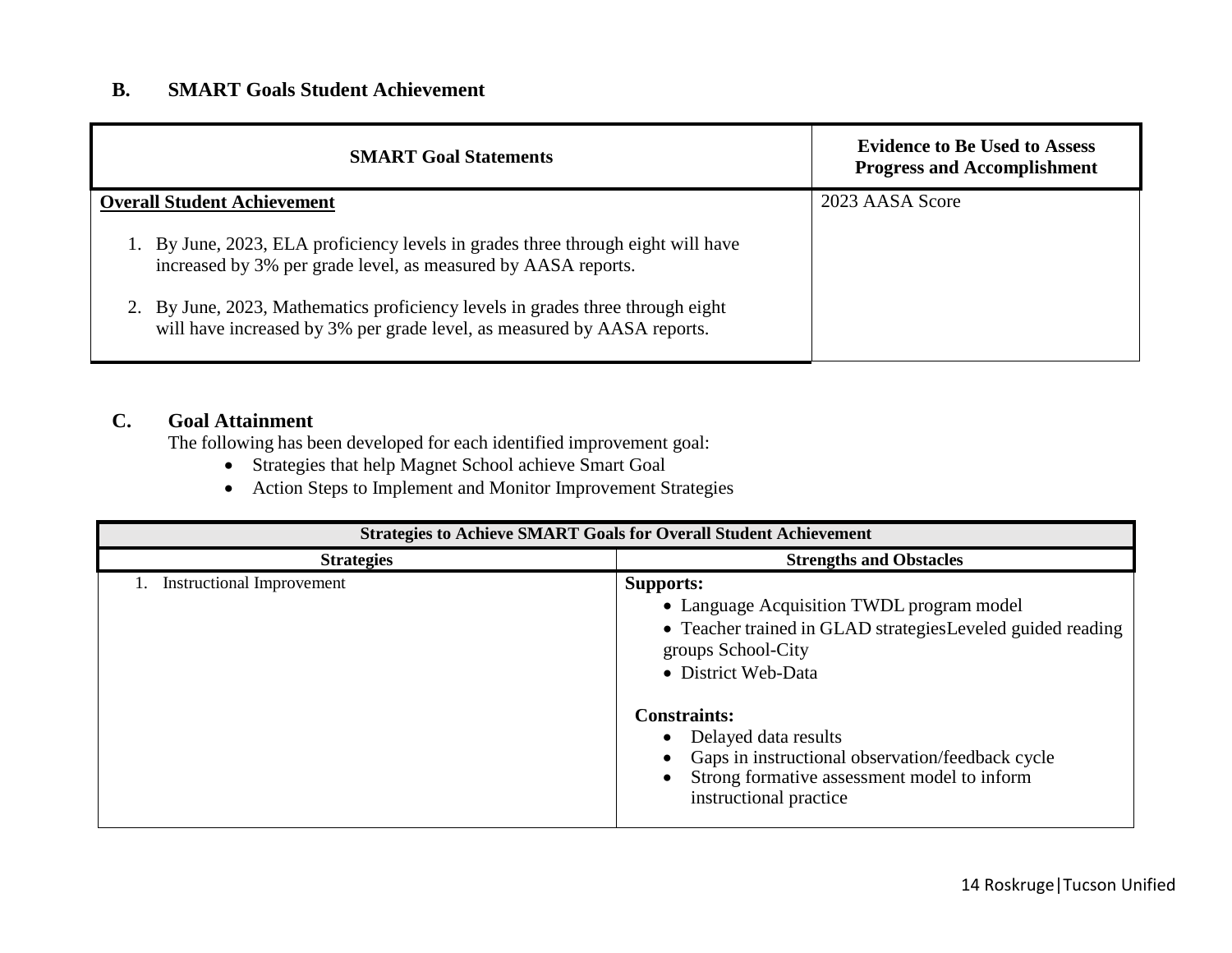## B. SMART Goals Student Achievement

| SMART Goal Statements | Evidence to Be Used to Assess Progress and Accomplishment |
|---|---|
| **Overall Student Achievement**<br><br>1. By June, 2023, ELA proficiency levels in grades three through eight will have increased by 3% per grade level, as measured by AASA reports.<br><br>2. By June, 2023, Mathematics proficiency levels in grades three through eight will have increased by 3% per grade level, as measured by AASA reports. | 2023 AASA Score |

## C. Goal Attainment

The following has been developed for each identified improvement goal:

- Strategies that help Magnet School achieve Smart Goal
- Action Steps to Implement and Monitor Improvement Strategies

| Strategies to Achieve SMART Goals for Overall Student Achievement | |
|---|---|
| **Strategies** | **Strengths and Obstacles** |
| 1. Instructional Improvement | **Supports:**<br>• Language Acquisition TWDL program model<br>• Teacher trained in GLAD strategiesLeveled guided reading groups School-City<br>• District Web-Data<br><br>**Constraints:**<br>• Delayed data results<br>• Gaps in instructional observation/feedback cycle<br>• Strong formative assessment model to inform instructional practice |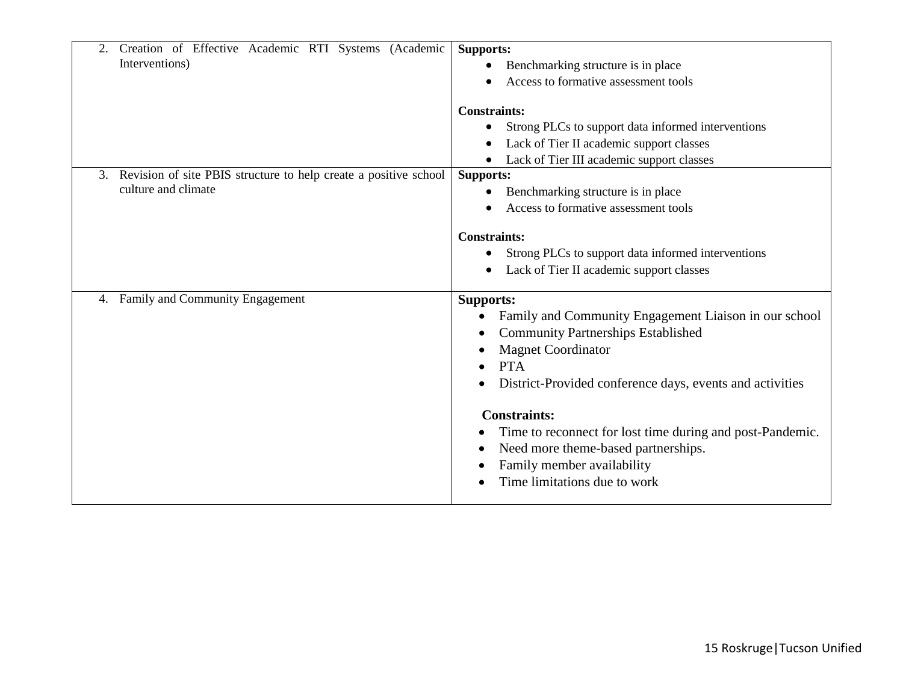| | |
|---|---|
| 2. Creation of Effective Academic RTI Systems (Academic Interventions) | **Supports:**<br>• Benchmarking structure is in place<br>• Access to formative assessment tools<br><br>**Constraints:**<br>• Strong PLCs to support data informed interventions<br>• Lack of Tier II academic support classes<br>• Lack of Tier III academic support classes |
| 3. Revision of site PBIS structure to help create a positive school culture and climate | **Supports:**<br>• Benchmarking structure is in place<br>• Access to formative assessment tools<br><br>**Constraints:**<br>• Strong PLCs to support data informed interventions<br>• Lack of Tier II academic support classes |
| 4. Family and Community Engagement | **Supports:**<br>• Family and Community Engagement Liaison in our school<br>• Community Partnerships Established<br>• Magnet Coordinator<br>• PTA<br>• District-Provided conference days, events and activities<br><br>**Constraints:**<br>• Time to reconnect for lost time during and post-Pandemic.<br>• Need more theme-based partnerships.<br>• Family member availability<br>• Time limitations due to work |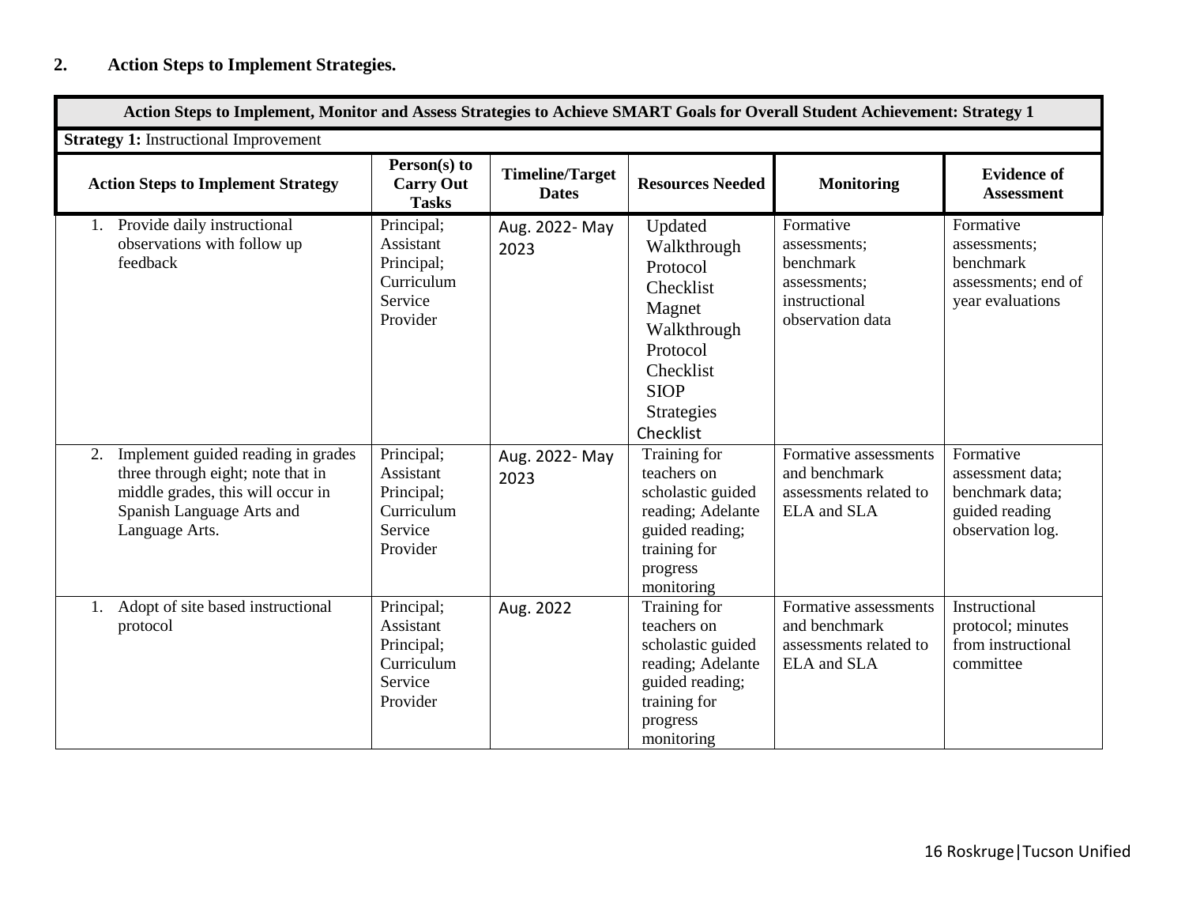## 2. Action Steps to Implement Strategies.

| Action Steps to Implement, Monitor and Assess Strategies to Achieve SMART Goals for Overall Student Achievement: Strategy 1 | | | | | |
|---|---|---|---|---|---|
| **Strategy 1:** Instructional Improvement | | | | | |
| **Action Steps to Implement Strategy** | **Person(s) to Carry Out Tasks** | **Timeline/Target Dates** | **Resources Needed** | **Monitoring** | **Evidence of Assessment** |
| 1. Provide daily instructional observations with follow up feedback | Principal; Assistant Principal; Curriculum Service Provider | Aug. 2022- May 2023 | Updated Walkthrough Protocol Checklist Magnet Walkthrough Protocol Checklist SIOP Strategies Checklist | Formative assessments; benchmark assessments; instructional observation data | Formative assessments; benchmark assessments; end of year evaluations |
| 2. Implement guided reading in grades three through eight; note that in middle grades, this will occur in Spanish Language Arts and Language Arts. | Principal; Assistant Principal; Curriculum Service Provider | Aug. 2022- May 2023 | Training for teachers on scholastic guided reading; Adelante guided reading; training for progress monitoring | Formative assessments and benchmark assessments related to ELA and SLA | Formative assessment data; benchmark data; guided reading observation log. |
| 1. Adopt of site based instructional protocol | Principal; Assistant Principal; Curriculum Service Provider | Aug. 2022 | Training for teachers on scholastic guided reading; Adelante guided reading; training for progress monitoring | Formative assessments and benchmark assessments related to ELA and SLA | Instructional protocol; minutes from instructional committee |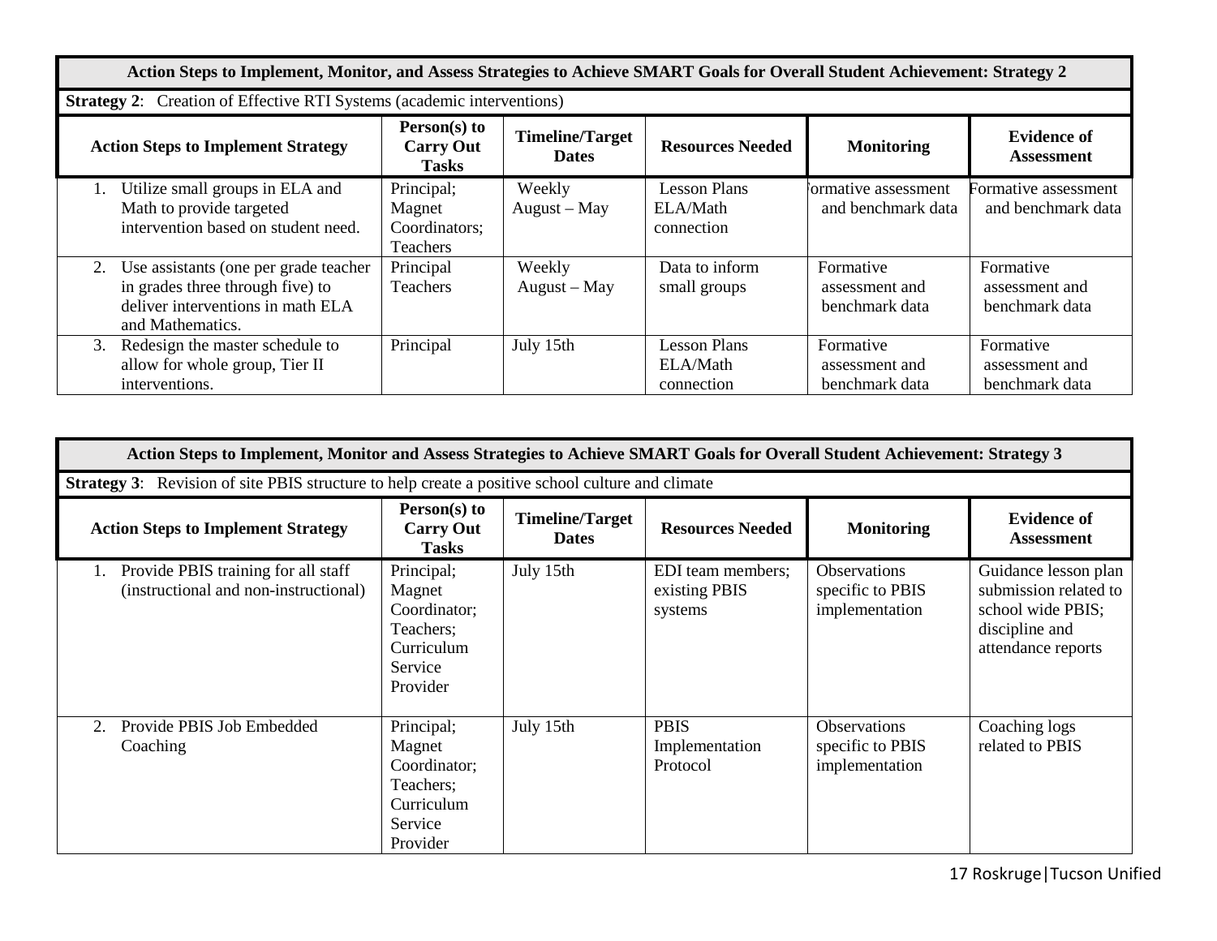| Action Steps to Implement, Monitor, and Assess Strategies to Achieve SMART Goals for Overall Student Achievement: Strategy 2 | | | | | |
|---|---|---|---|---|---|
| **Strategy 2**: Creation of Effective RTI Systems (academic interventions) | | | | | |
| **Action Steps to Implement Strategy** | **Person(s) to Carry Out Tasks** | **Timeline/Target Dates** | **Resources Needed** | **Monitoring** | **Evidence of Assessment** |
| 1. Utilize small groups in ELA and Math to provide targeted intervention based on student need. | Principal; Magnet Coordinators; Teachers | Weekly August – May | Lesson Plans ELA/Math connection | Formative assessment and benchmark data | Formative assessment and benchmark data |
| 2. Use assistants (one per grade teacher in grades three through five) to deliver interventions in math ELA and Mathematics. | Principal Teachers | Weekly August – May | Data to inform small groups | Formative assessment and benchmark data | Formative assessment and benchmark data |
| 3. Redesign the master schedule to allow for whole group, Tier II interventions. | Principal | July 15th | Lesson Plans ELA/Math connection | Formative assessment and benchmark data | Formative assessment and benchmark data |

| Action Steps to Implement, Monitor and Assess Strategies to Achieve SMART Goals for Overall Student Achievement: Strategy 3 | | | | | |
|---|---|---|---|---|---|
| **Strategy 3**: Revision of site PBIS structure to help create a positive school culture and climate | | | | | |
| **Action Steps to Implement Strategy** | **Person(s) to Carry Out Tasks** | **Timeline/Target Dates** | **Resources Needed** | **Monitoring** | **Evidence of Assessment** |
| 1. Provide PBIS training for all staff (instructional and non-instructional) | Principal; Magnet Coordinator; Teachers; Curriculum Service Provider | July 15th | EDI team members; existing PBIS systems | Observations specific to PBIS implementation | Guidance lesson plan submission related to school wide PBIS; discipline and attendance reports |
| 2. Provide PBIS Job Embedded Coaching | Principal; Magnet Coordinator; Teachers; Curriculum Service Provider | July 15th | PBIS Implementation Protocol | Observations specific to PBIS implementation | Coaching logs related to PBIS |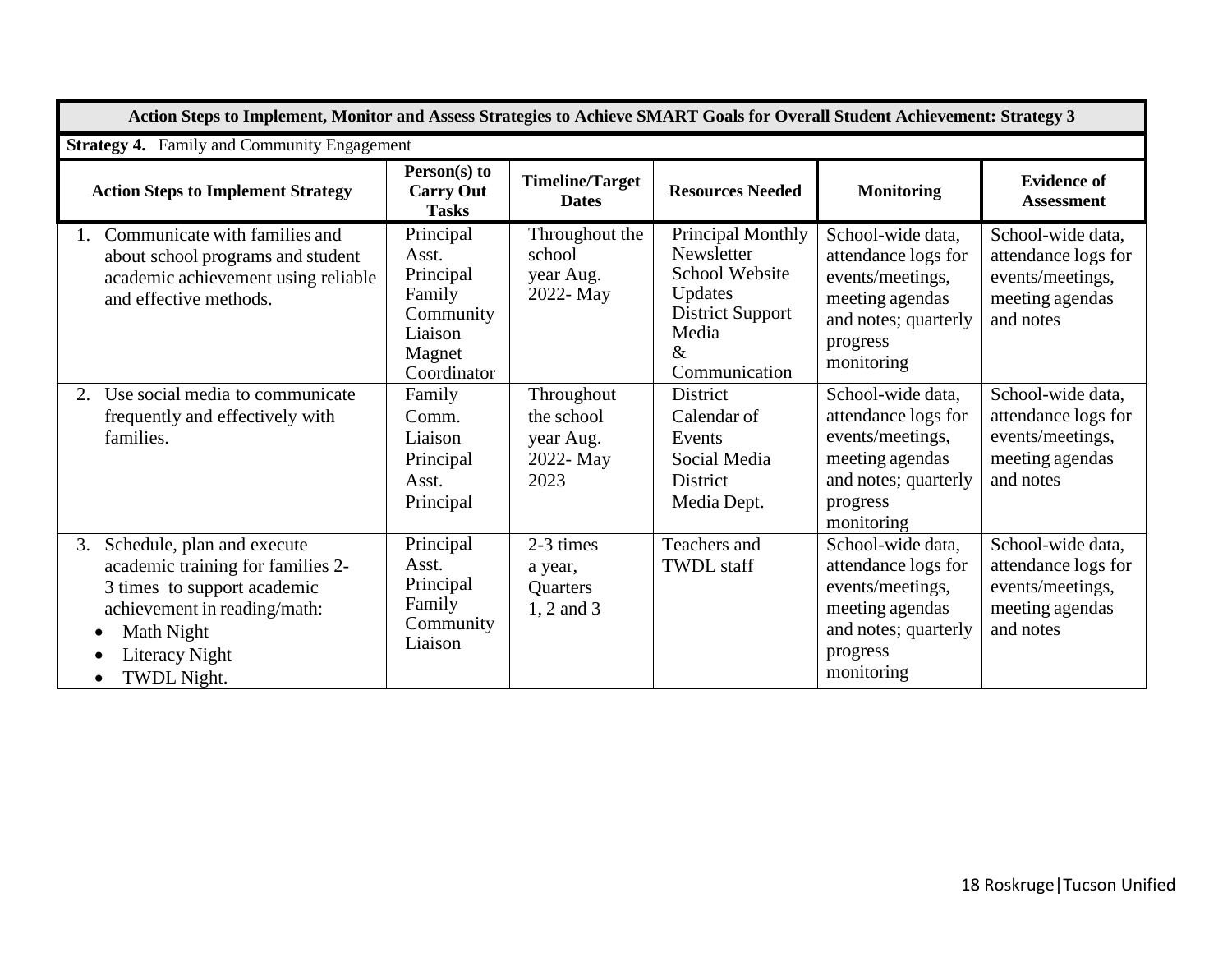| Action Steps to Implement, Monitor and Assess Strategies to Achieve SMART Goals for Overall Student Achievement: Strategy 3 | | | | | |
|---|---|---|---|---|---|
| **Strategy 4.** Family and Community Engagement | | | | | |
| **Action Steps to Implement Strategy** | **Person(s) to Carry Out Tasks** | **Timeline/Target Dates** | **Resources Needed** | **Monitoring** | **Evidence of Assessment** |
| 1. Communicate with families and about school programs and student academic achievement using reliable and effective methods. | Principal Asst. Principal Family Community Liaison Magnet Coordinator | Throughout the school year Aug. 2022- May | Principal Monthly Newsletter School Website Updates District Support Media & Communication | School-wide data, attendance logs for events/meetings, meeting agendas and notes; quarterly progress monitoring | School-wide data, attendance logs for events/meetings, meeting agendas and notes |
| 2. Use social media to communicate frequently and effectively with families. | Family Comm. Liaison Principal Asst. Principal | Throughout the school year Aug. 2022- May 2023 | District Calendar of Events Social Media District Media Dept. | School-wide data, attendance logs for events/meetings, meeting agendas and notes; quarterly progress monitoring | School-wide data, attendance logs for events/meetings, meeting agendas and notes |
| 3. Schedule, plan and execute academic training for families 2-3 times to support academic achievement in reading/math:<br>• Math Night<br>• Literacy Night<br>• TWDL Night. | Principal Asst. Principal Family Community Liaison | 2-3 times a year, Quarters 1, 2 and 3 | Teachers and TWDL staff | School-wide data, attendance logs for events/meetings, meeting agendas and notes; quarterly progress monitoring | School-wide data, attendance logs for events/meetings, meeting agendas and notes |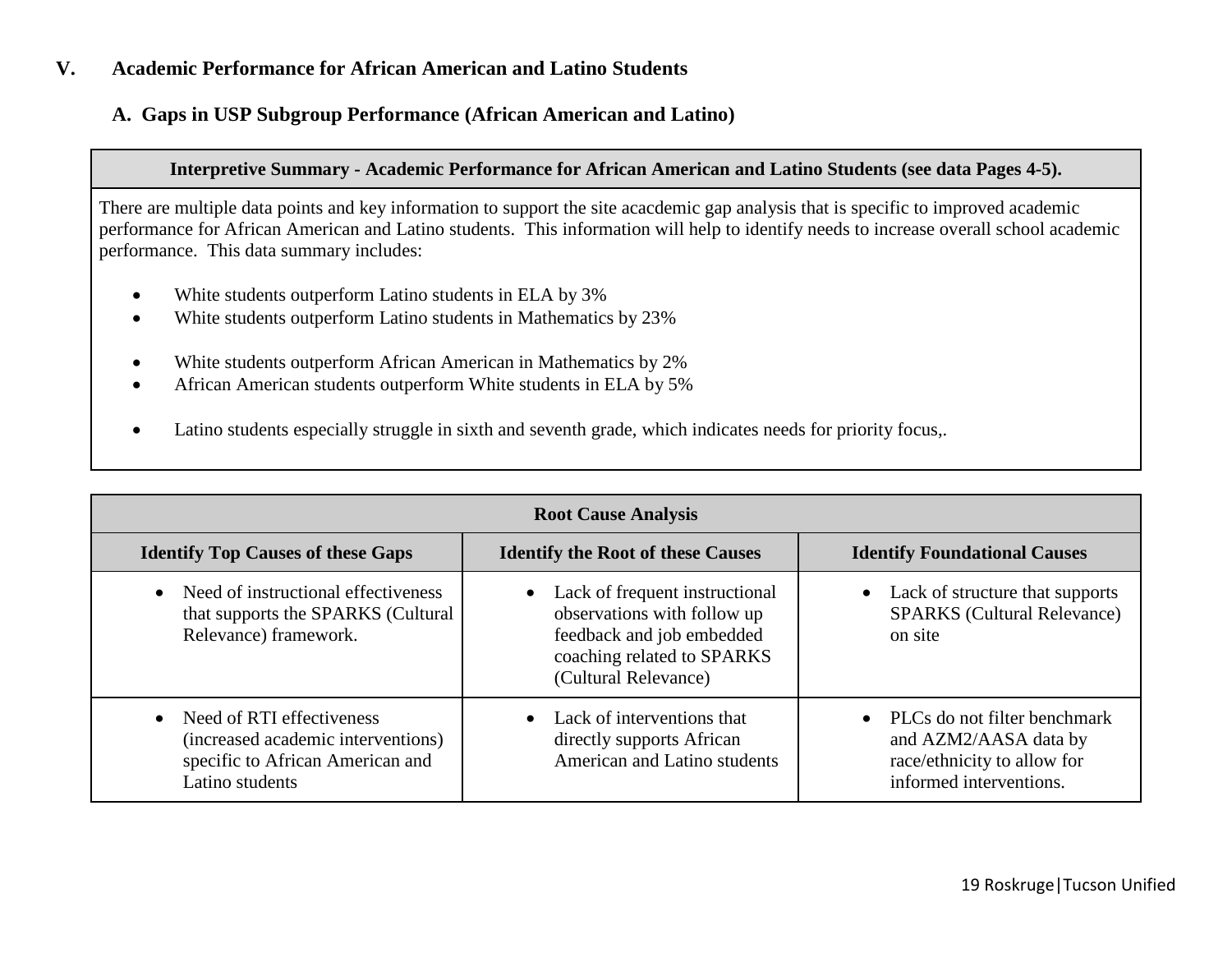## V. Academic Performance for African American and Latino Students

### A. Gaps in USP Subgroup Performance (African American and Latino)

| **Interpretive Summary - Academic Performance for African American and Latino Students (see data Pages 4-5).** |
|---|
| There are multiple data points and key information to support the site acacdemic gap analysis that is specific to improved academic performance for African American and Latino students. This information will help to identify needs to increase overall school academic performance. This data summary includes:<br><br>• White students outperform Latino students in ELA by 3%<br>• White students outperform Latino students in Mathematics by 23%<br><br>• White students outperform African American in Mathematics by 2%<br>• African American students outperform White students in ELA by 5%<br><br>• Latino students especially struggle in sixth and seventh grade, which indicates needs for priority focus,. |

| **Root Cause Analysis** | | |
|---|---|---|
| **Identify Top Causes of these Gaps** | **Identify the Root of these Causes** | **Identify Foundational Causes** |
| • Need of instructional effectiveness that supports the SPARKS (Cultural Relevance) framework. | • Lack of frequent instructional observations with follow up feedback and job embedded coaching related to SPARKS (Cultural Relevance) | • Lack of structure that supports SPARKS (Cultural Relevance) on site |
| • Need of RTI effectiveness (increased academic interventions) specific to African American and Latino students | • Lack of interventions that directly supports African American and Latino students | • PLCs do not filter benchmark and AZM2/AASA data by race/ethnicity to allow for informed interventions. |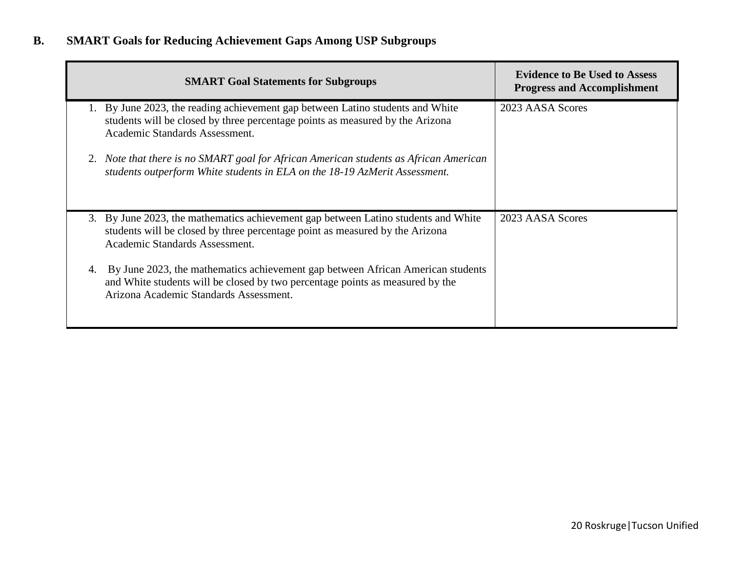## B. SMART Goals for Reducing Achievement Gaps Among USP Subgroups

| SMART Goal Statements for Subgroups | Evidence to Be Used to Assess Progress and Accomplishment |
|---|---|
| 1. By June 2023, the reading achievement gap between Latino students and White students will be closed by three percentage points as measured by the Arizona Academic Standards Assessment.<br><br>2. *Note that there is no SMART goal for African American students as African American students outperform White students in ELA on the 18-19 AzMerit Assessment.* | 2023 AASA Scores |
| 3. By June 2023, the mathematics achievement gap between Latino students and White students will be closed by three percentage point as measured by the Arizona Academic Standards Assessment.<br><br>4. By June 2023, the mathematics achievement gap between African American students and White students will be closed by two percentage points as measured by the Arizona Academic Standards Assessment. | 2023 AASA Scores |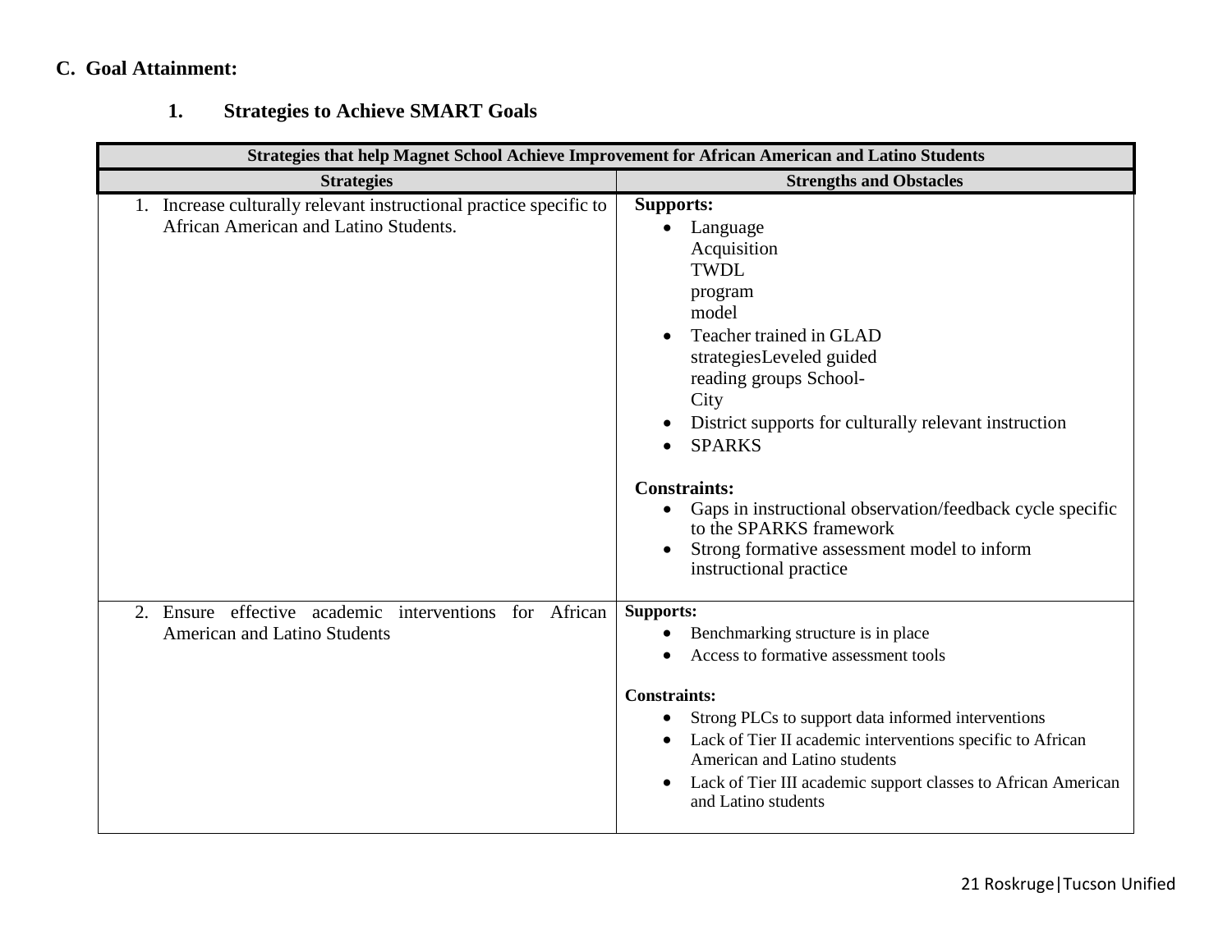## C. Goal Attainment:

### 1. Strategies to Achieve SMART Goals

| Strategies that help Magnet School Achieve Improvement for African American and Latino Students | |
|---|---|
| **Strategies** | **Strengths and Obstacles** |
| 1. Increase culturally relevant instructional practice specific to African American and Latino Students. | **Supports:**<br>• Language Acquisition TWDL program model<br>• Teacher trained in GLAD strategiesLeveled guided reading groups School-City<br>• District supports for culturally relevant instruction<br>• SPARKS<br><br>**Constraints:**<br>• Gaps in instructional observation/feedback cycle specific to the SPARKS framework<br>• Strong formative assessment model to inform instructional practice |
| 2. Ensure effective academic interventions for African American and Latino Students | **Supports:**<br>• Benchmarking structure is in place<br>• Access to formative assessment tools<br><br>**Constraints:**<br>• Strong PLCs to support data informed interventions<br>• Lack of Tier II academic interventions specific to African American and Latino students<br>• Lack of Tier III academic support classes to African American and Latino students |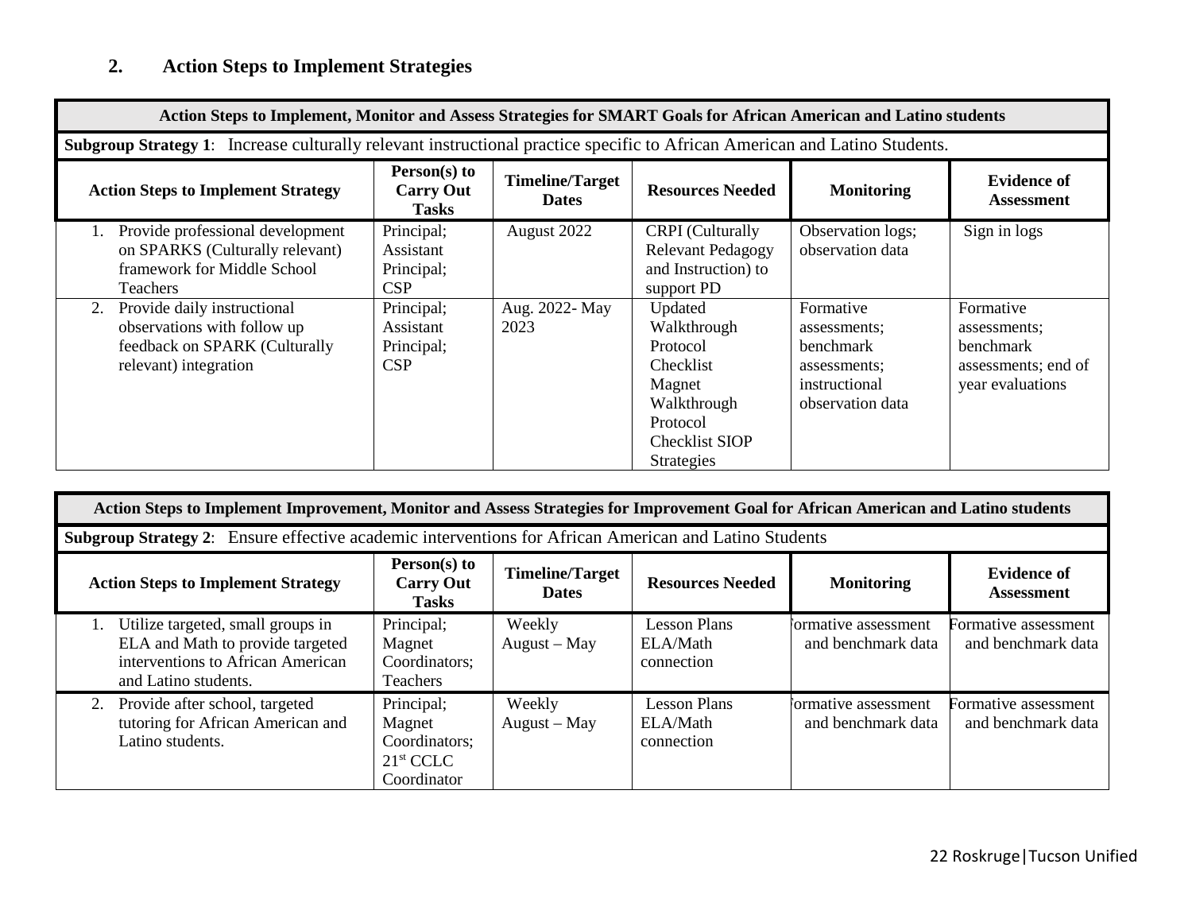## 2. Action Steps to Implement Strategies

| Action Steps to Implement, Monitor and Assess Strategies for SMART Goals for African American and Latino students | | | | | |
|---|---|---|---|---|---|
| **Subgroup Strategy 1**: Increase culturally relevant instructional practice specific to African American and Latino Students. | | | | | |
| **Action Steps to Implement Strategy** | **Person(s) to Carry Out Tasks** | **Timeline/Target Dates** | **Resources Needed** | **Monitoring** | **Evidence of Assessment** |
| 1. Provide professional development on SPARKS (Culturally relevant) framework for Middle School Teachers | Principal; Assistant Principal; CSP | August 2022 | CRPI (Culturally Relevant Pedagogy and Instruction) to support PD | Observation logs; observation data | Sign in logs |
| 2. Provide daily instructional observations with follow up feedback on SPARK (Culturally relevant) integration | Principal; Assistant Principal; CSP | Aug. 2022- May 2023 | Updated Walkthrough Protocol Checklist Magnet Walkthrough Protocol Checklist SIOP Strategies | Formative assessments; benchmark assessments; instructional observation data | Formative assessments; benchmark assessments; end of year evaluations |

| Action Steps to Implement Improvement, Monitor and Assess Strategies for Improvement Goal for African American and Latino students | | | | | |
|---|---|---|---|---|---|
| **Subgroup Strategy 2**: Ensure effective academic interventions for African American and Latino Students | | | | | |
| **Action Steps to Implement Strategy** | **Person(s) to Carry Out Tasks** | **Timeline/Target Dates** | **Resources Needed** | **Monitoring** | **Evidence of Assessment** |
| 1. Utilize targeted, small groups in ELA and Math to provide targeted interventions to African American and Latino students. | Principal; Magnet Coordinators; Teachers | Weekly August – May | Lesson Plans ELA/Math connection | Formative assessment and benchmark data | Formative assessment and benchmark data |
| 2. Provide after school, targeted tutoring for African American and Latino students. | Principal; Magnet Coordinators; 21st CCLC Coordinator | Weekly August – May | Lesson Plans ELA/Math connection | Formative assessment and benchmark data | Formative assessment and benchmark data |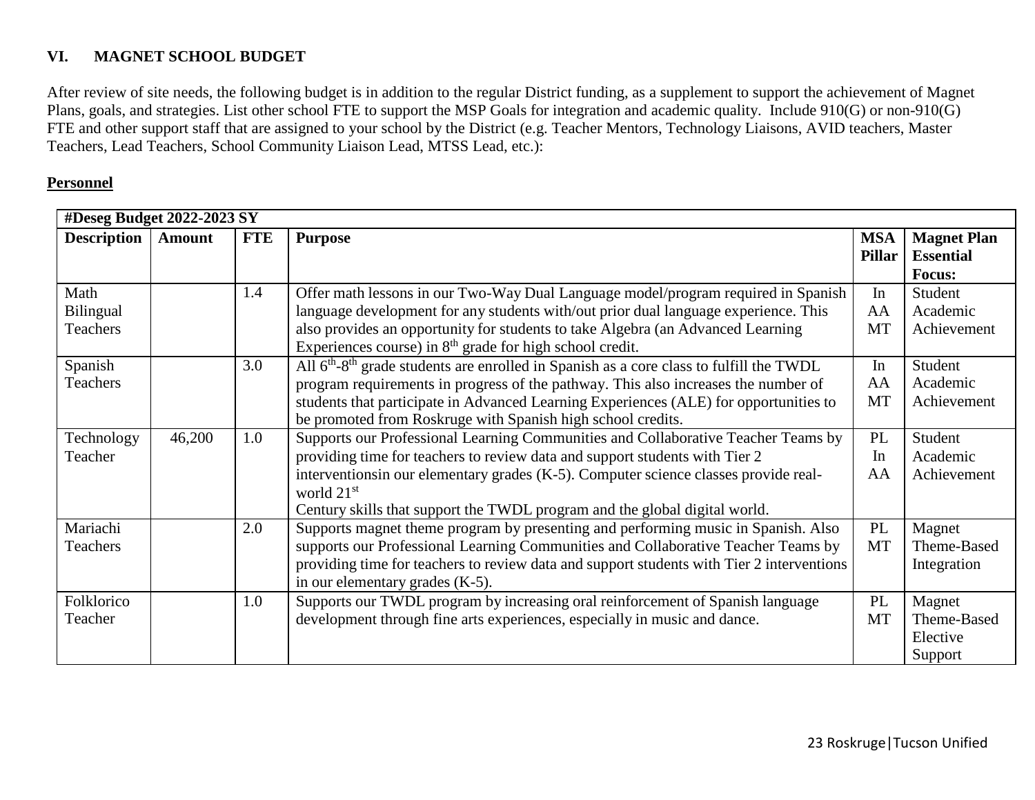## VI. MAGNET SCHOOL BUDGET

After review of site needs, the following budget is in addition to the regular District funding, as a supplement to support the achievement of Magnet Plans, goals, and strategies. List other school FTE to support the MSP Goals for integration and academic quality. Include 910(G) or non-910(G) FTE and other support staff that are assigned to your school by the District (e.g. Teacher Mentors, Technology Liaisons, AVID teachers, Master Teachers, Lead Teachers, School Community Liaison Lead, MTSS Lead, etc.):

**Personnel**

| #Deseg Budget 2022-2023 SY | | | | | |
|---|---|---|---|---|---|
| **Description** | **Amount** | **FTE** | **Purpose** | **MSA Pillar** | **Magnet Plan Essential Focus:** |
| Math Bilingual Teachers | | 1.4 | Offer math lessons in our Two-Way Dual Language model/program required in Spanish language development for any students with/out prior dual language experience. This also provides an opportunity for students to take Algebra (an Advanced Learning Experiences course) in 8th grade for high school credit. | In AA MT | Student Academic Achievement |
| Spanish Teachers | | 3.0 | All 6th-8th grade students are enrolled in Spanish as a core class to fulfill the TWDL program requirements in progress of the pathway. This also increases the number of students that participate in Advanced Learning Experiences (ALE) for opportunities to be promoted from Roskruge with Spanish high school credits. | In AA MT | Student Academic Achievement |
| Technology Teacher | 46,200 | 1.0 | Supports our Professional Learning Communities and Collaborative Teacher Teams by providing time for teachers to review data and support students with Tier 2 interventionsin our elementary grades (K-5). Computer science classes provide real-world 21st Century skills that support the TWDL program and the global digital world. | PL In AA | Student Academic Achievement |
| Mariachi Teachers | | 2.0 | Supports magnet theme program by presenting and performing music in Spanish. Also supports our Professional Learning Communities and Collaborative Teacher Teams by providing time for teachers to review data and support students with Tier 2 interventions in our elementary grades (K-5). | PL MT | Magnet Theme-Based Integration |
| Folklorico Teacher | | 1.0 | Supports our TWDL program by increasing oral reinforcement of Spanish language development through fine arts experiences, especially in music and dance. | PL MT | Magnet Theme-Based Elective Support |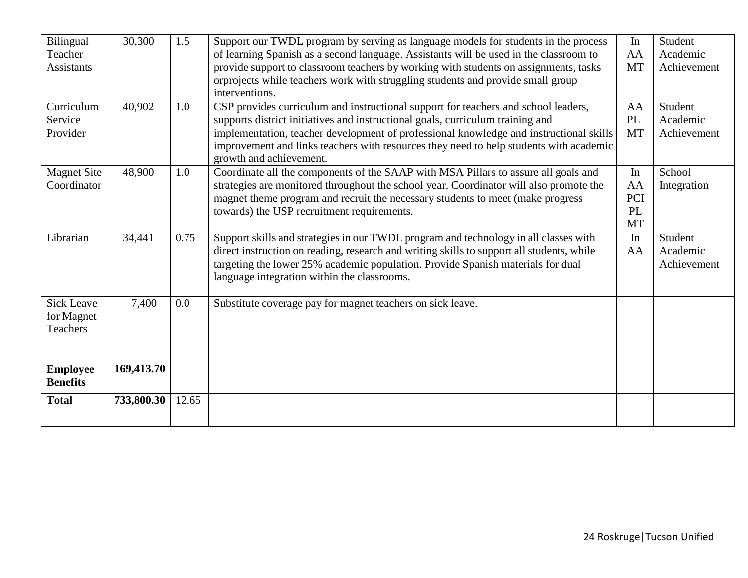| Bilingual Teacher Assistants | 30,300 | 1.5 | Support our TWDL program by serving as language models for students in the process of learning Spanish as a second language. Assistants will be used in the classroom to provide support to classroom teachers by working with students on assignments, tasks orprojects while teachers work with struggling students and provide small group interventions. | In AA MT | Student Academic Achievement |
|---|---|---|---|---|---|
| Curriculum Service Provider | 40,902 | 1.0 | CSP provides curriculum and instructional support for teachers and school leaders, supports district initiatives and instructional goals, curriculum training and implementation, teacher development of professional knowledge and instructional skills improvement and links teachers with resources they need to help students with academic growth and achievement. | AA PL MT | Student Academic Achievement |
| Magnet Site Coordinator | 48,900 | 1.0 | Coordinate all the components of the SAAP with MSA Pillars to assure all goals and strategies are monitored throughout the school year. Coordinator will also promote the magnet theme program and recruit the necessary students to meet (make progress towards) the USP recruitment requirements. | In AA PCI PL MT | School Integration |
| Librarian | 34,441 | 0.75 | Support skills and strategies in our TWDL program and technology in all classes with direct instruction on reading, research and writing skills to support all students, while targeting the lower 25% academic population. Provide Spanish materials for dual language integration within the classrooms. | In AA | Student Academic Achievement |
| Sick Leave for Magnet Teachers | 7,400 | 0.0 | Substitute coverage pay for magnet teachers on sick leave. | | |
| **Employee Benefits** | **169,413.70** | | | | |
| **Total** | **733,800.30** | 12.65 | | | |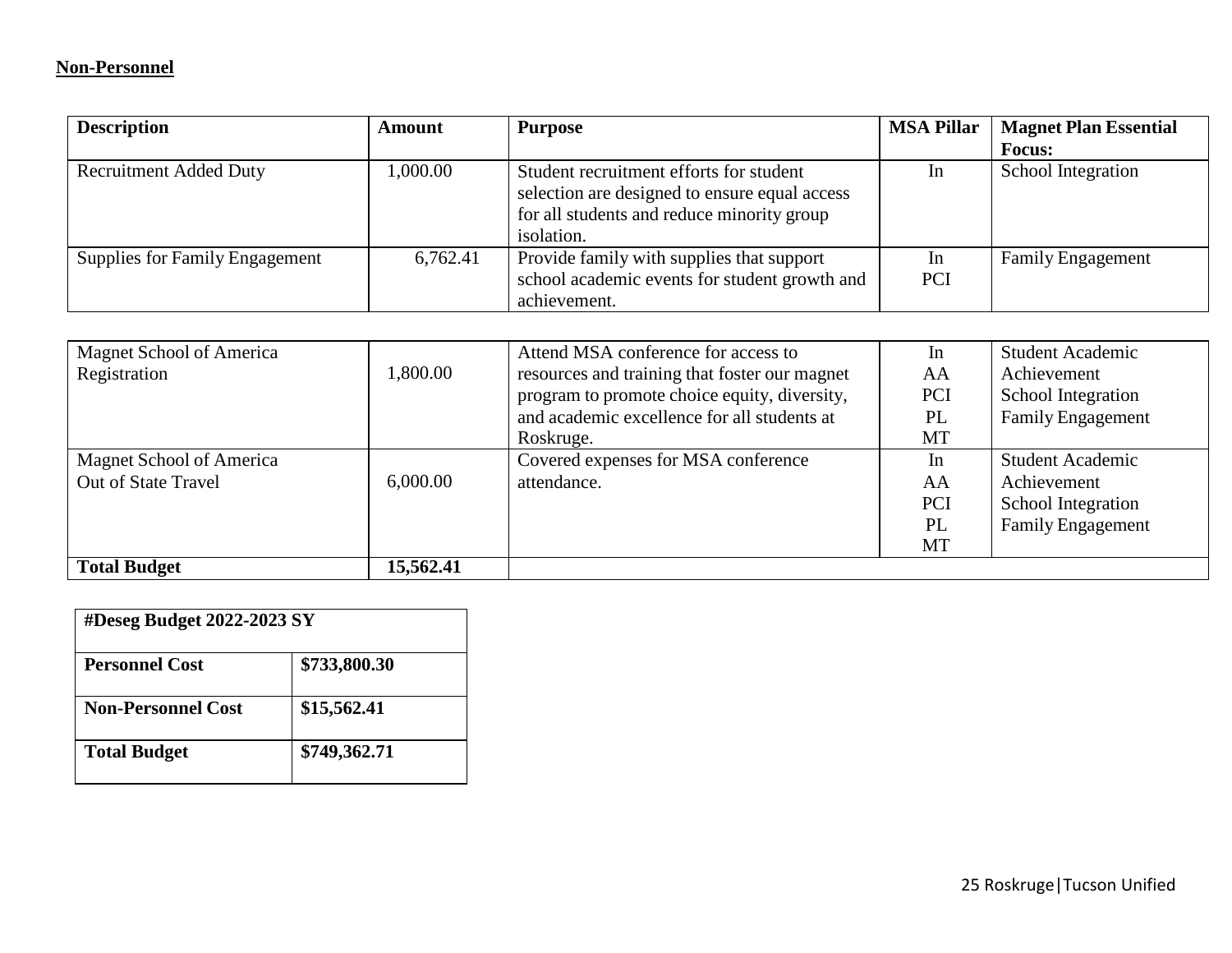**Non-Personnel**

| Description | Amount | Purpose | MSA Pillar | Magnet Plan Essential Focus: |
|---|---|---|---|---|
| Recruitment Added Duty | 1,000.00 | Student recruitment efforts for student selection are designed to ensure equal access for all students and reduce minority group isolation. | In | School Integration |
| Supplies for Family Engagement | 6,762.41 | Provide family with supplies that support school academic events for student growth and achievement. | In<br>PCI | Family Engagement |
| Magnet School of America Registration | 1,800.00 | Attend MSA conference for access to resources and training that foster our magnet program to promote choice equity, diversity, and academic excellence for all students at Roskruge. | In<br>AA<br>PCI<br>PL<br>MT | Student Academic Achievement<br>School Integration<br>Family Engagement |
| Magnet School of America Out of State Travel | 6,000.00 | Covered expenses for MSA conference attendance. | In<br>AA<br>PCI<br>PL<br>MT | Student Academic Achievement<br>School Integration<br>Family Engagement |
| **Total Budget** | **15,562.41** | | | |

| **#Deseg Budget 2022-2023 SY** | |
|---|---|
| **Personnel Cost** | **$733,800.30** |
| **Non-Personnel Cost** | **$15,562.41** |
| **Total Budget** | **$749,362.71** |